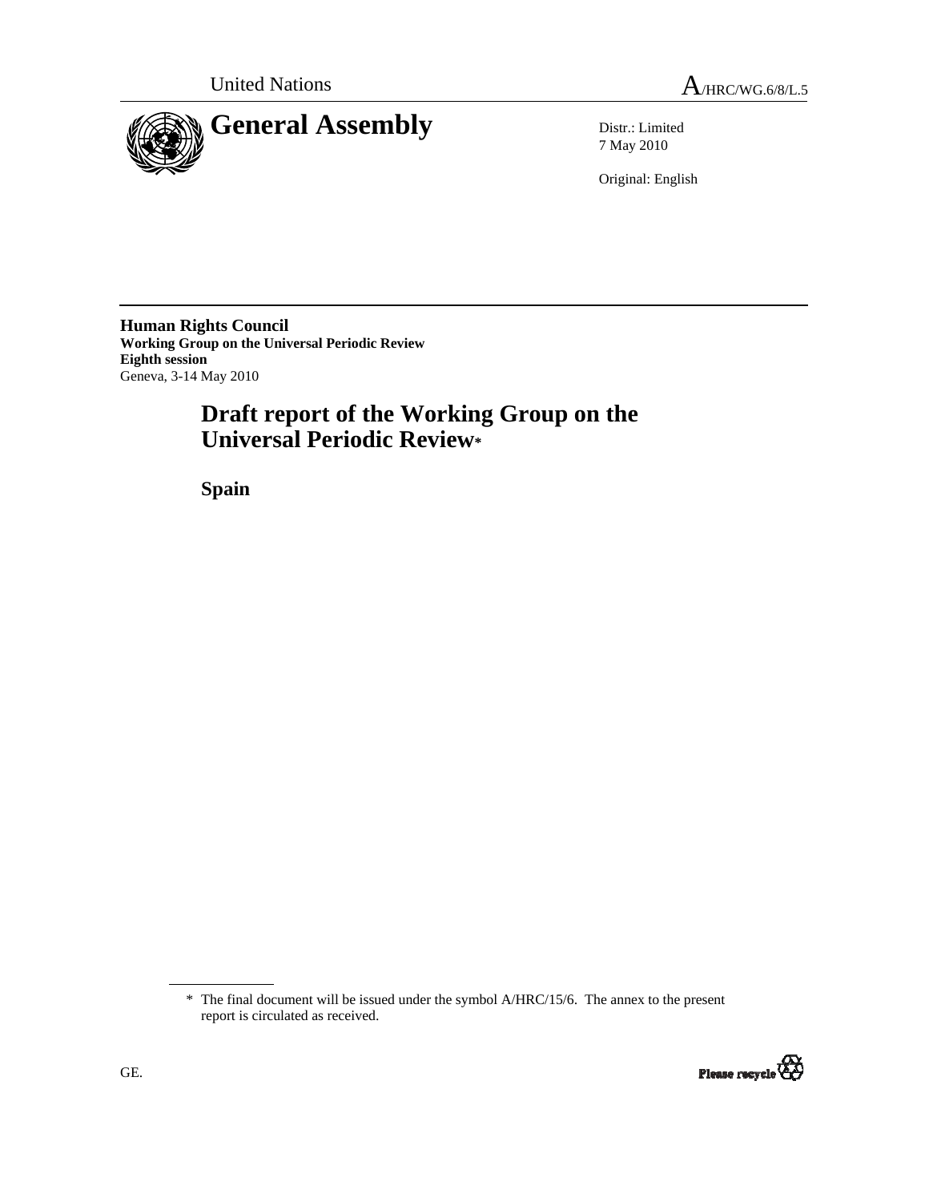United Nations A/HRC/WG.6/8/L.5

# General Assembly

Distr.: Limited
7 May 2010

Original: English

**Human Rights Council**
**Working Group on the Universal Periodic Review**
**Eighth session**
Geneva, 3-14 May 2010

# Draft report of the Working Group on the Universal Periodic Review*

## Spain

\* The final document will be issued under the symbol A/HRC/15/6. The annex to the present report is circulated as received.

GE.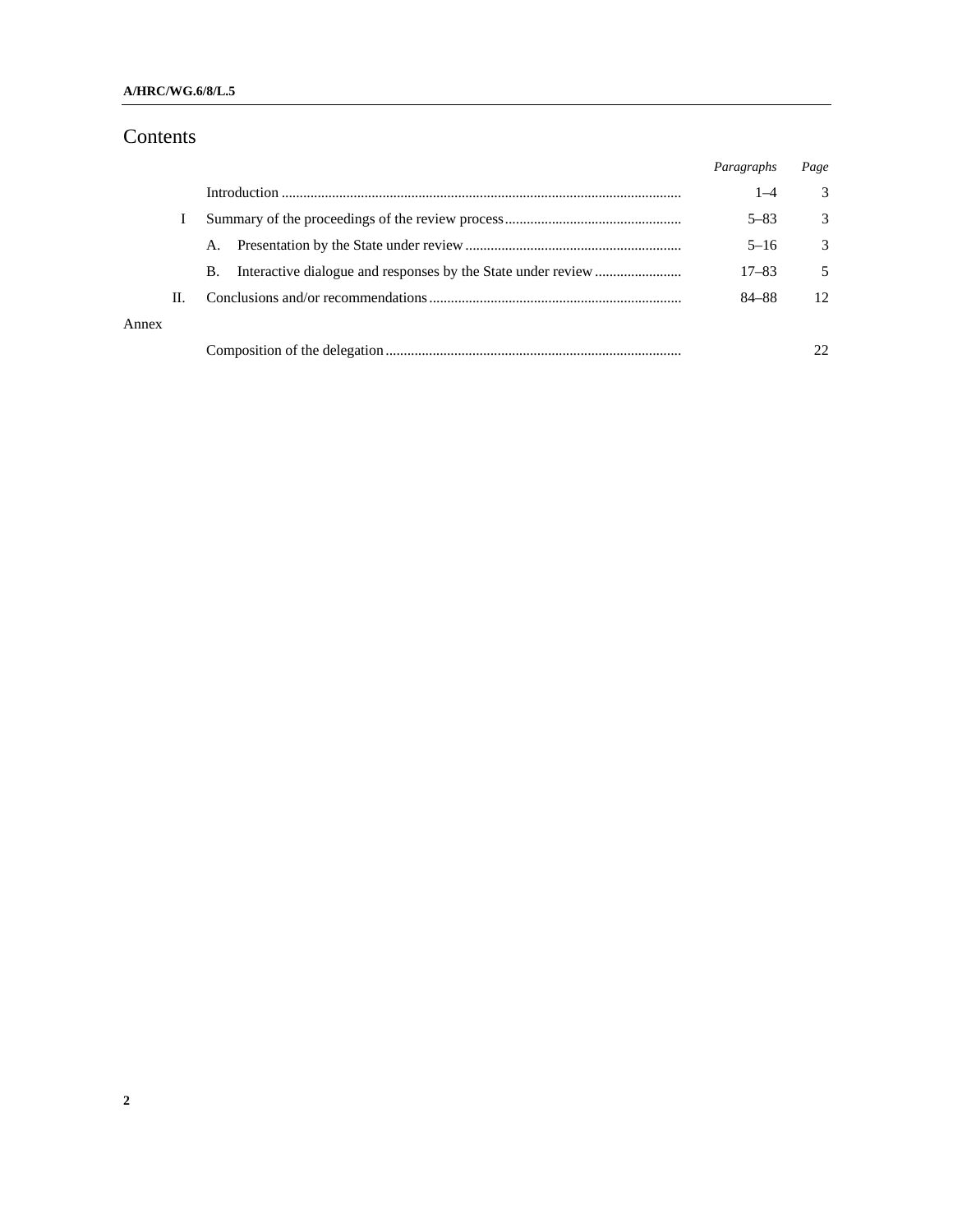# Contents

| | | Paragraphs | Page |
|---|---|---|---|
| | Introduction | 1–4 | 3 |
| I | Summary of the proceedings of the review process | 5–83 | 3 |
| | A. Presentation by the State under review | 5–16 | 3 |
| | B. Interactive dialogue and responses by the State under review | 17–83 | 5 |
| II. | Conclusions and/or recommendations | 84–88 | 12 |
| Annex | | | |
| | Composition of the delegation | | 22 |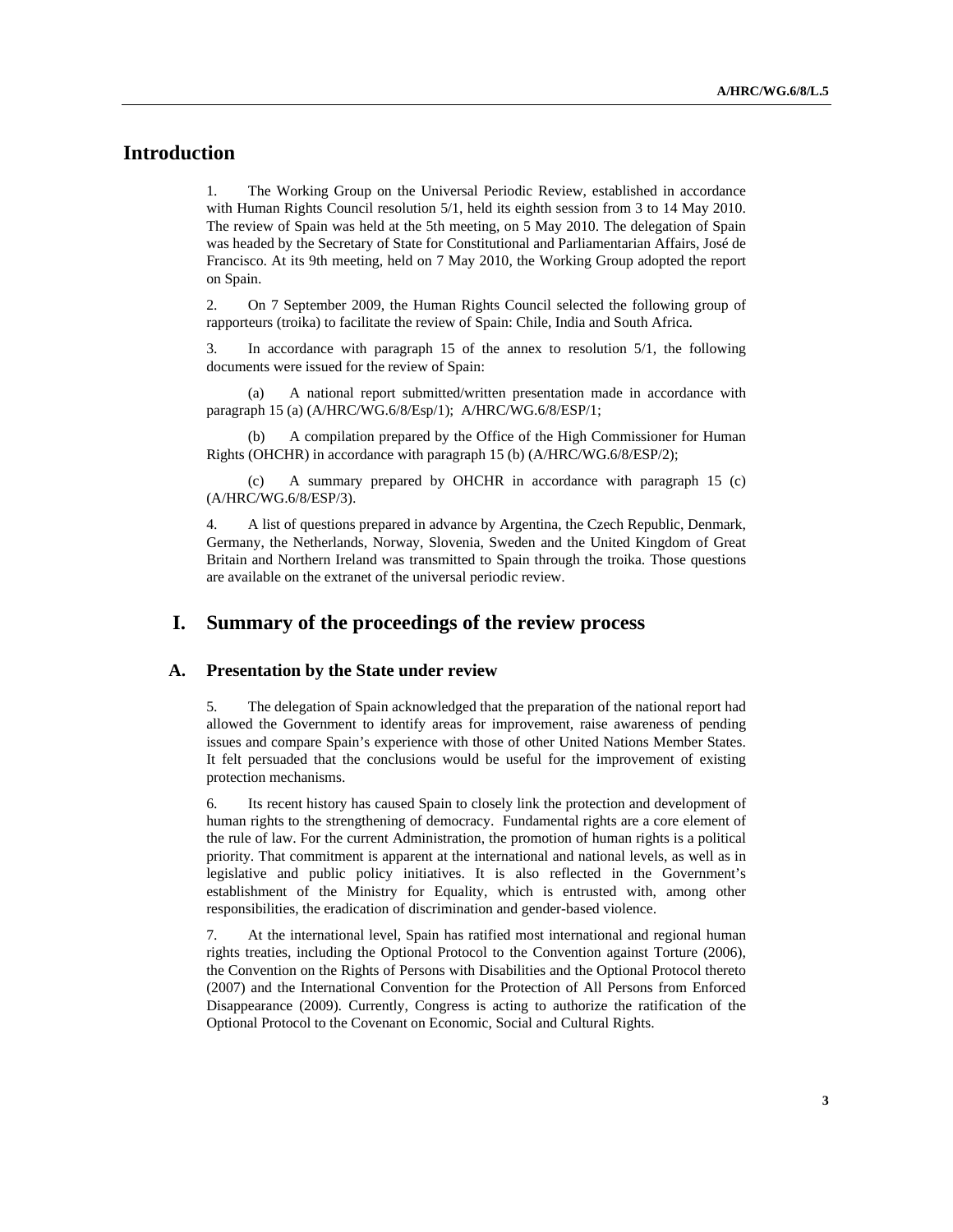## Introduction

1. The Working Group on the Universal Periodic Review, established in accordance with Human Rights Council resolution 5/1, held its eighth session from 3 to 14 May 2010. The review of Spain was held at the 5th meeting, on 5 May 2010. The delegation of Spain was headed by the Secretary of State for Constitutional and Parliamentarian Affairs, José de Francisco. At its 9th meeting, held on 7 May 2010, the Working Group adopted the report on Spain.

2. On 7 September 2009, the Human Rights Council selected the following group of rapporteurs (troika) to facilitate the review of Spain: Chile, India and South Africa.

3. In accordance with paragraph 15 of the annex to resolution 5/1, the following documents were issued for the review of Spain:

(a) A national report submitted/written presentation made in accordance with paragraph 15 (a) (A/HRC/WG.6/8/Esp/1); A/HRC/WG.6/8/ESP/1;

(b) A compilation prepared by the Office of the High Commissioner for Human Rights (OHCHR) in accordance with paragraph 15 (b) (A/HRC/WG.6/8/ESP/2);

(c) A summary prepared by OHCHR in accordance with paragraph 15 (c) (A/HRC/WG.6/8/ESP/3).

4. A list of questions prepared in advance by Argentina, the Czech Republic, Denmark, Germany, the Netherlands, Norway, Slovenia, Sweden and the United Kingdom of Great Britain and Northern Ireland was transmitted to Spain through the troika. Those questions are available on the extranet of the universal periodic review.

## I. Summary of the proceedings of the review process

### A. Presentation by the State under review

5. The delegation of Spain acknowledged that the preparation of the national report had allowed the Government to identify areas for improvement, raise awareness of pending issues and compare Spain's experience with those of other United Nations Member States. It felt persuaded that the conclusions would be useful for the improvement of existing protection mechanisms.

6. Its recent history has caused Spain to closely link the protection and development of human rights to the strengthening of democracy. Fundamental rights are a core element of the rule of law. For the current Administration, the promotion of human rights is a political priority. That commitment is apparent at the international and national levels, as well as in legislative and public policy initiatives. It is also reflected in the Government's establishment of the Ministry for Equality, which is entrusted with, among other responsibilities, the eradication of discrimination and gender-based violence.

7. At the international level, Spain has ratified most international and regional human rights treaties, including the Optional Protocol to the Convention against Torture (2006), the Convention on the Rights of Persons with Disabilities and the Optional Protocol thereto (2007) and the International Convention for the Protection of All Persons from Enforced Disappearance (2009). Currently, Congress is acting to authorize the ratification of the Optional Protocol to the Covenant on Economic, Social and Cultural Rights.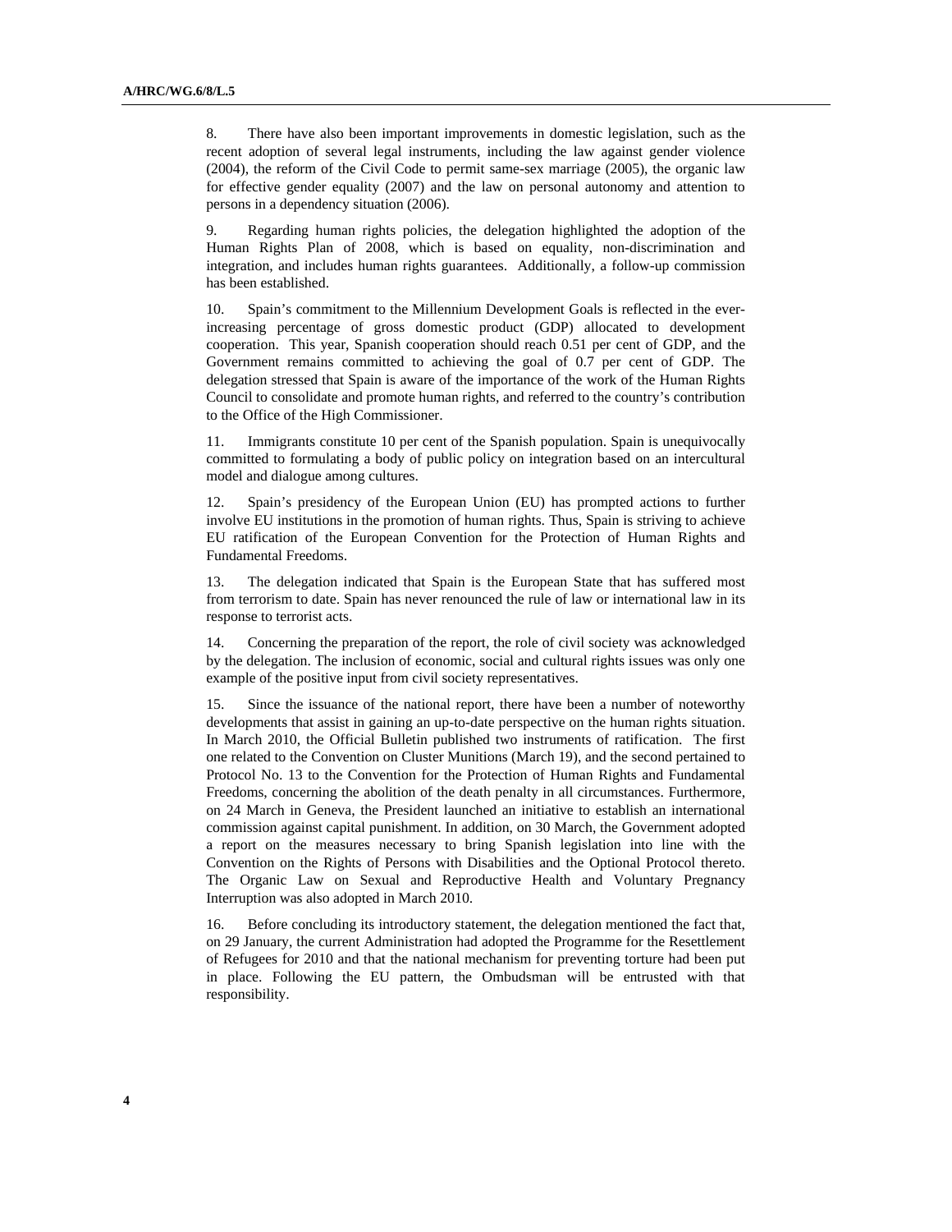8. There have also been important improvements in domestic legislation, such as the recent adoption of several legal instruments, including the law against gender violence (2004), the reform of the Civil Code to permit same-sex marriage (2005), the organic law for effective gender equality (2007) and the law on personal autonomy and attention to persons in a dependency situation (2006).

9. Regarding human rights policies, the delegation highlighted the adoption of the Human Rights Plan of 2008, which is based on equality, non-discrimination and integration, and includes human rights guarantees. Additionally, a follow-up commission has been established.

10. Spain's commitment to the Millennium Development Goals is reflected in the ever-increasing percentage of gross domestic product (GDP) allocated to development cooperation. This year, Spanish cooperation should reach 0.51 per cent of GDP, and the Government remains committed to achieving the goal of 0.7 per cent of GDP. The delegation stressed that Spain is aware of the importance of the work of the Human Rights Council to consolidate and promote human rights, and referred to the country's contribution to the Office of the High Commissioner.

11. Immigrants constitute 10 per cent of the Spanish population. Spain is unequivocally committed to formulating a body of public policy on integration based on an intercultural model and dialogue among cultures.

12. Spain's presidency of the European Union (EU) has prompted actions to further involve EU institutions in the promotion of human rights. Thus, Spain is striving to achieve EU ratification of the European Convention for the Protection of Human Rights and Fundamental Freedoms.

13. The delegation indicated that Spain is the European State that has suffered most from terrorism to date. Spain has never renounced the rule of law or international law in its response to terrorist acts.

14. Concerning the preparation of the report, the role of civil society was acknowledged by the delegation. The inclusion of economic, social and cultural rights issues was only one example of the positive input from civil society representatives.

15. Since the issuance of the national report, there have been a number of noteworthy developments that assist in gaining an up-to-date perspective on the human rights situation. In March 2010, the Official Bulletin published two instruments of ratification. The first one related to the Convention on Cluster Munitions (March 19), and the second pertained to Protocol No. 13 to the Convention for the Protection of Human Rights and Fundamental Freedoms, concerning the abolition of the death penalty in all circumstances. Furthermore, on 24 March in Geneva, the President launched an initiative to establish an international commission against capital punishment. In addition, on 30 March, the Government adopted a report on the measures necessary to bring Spanish legislation into line with the Convention on the Rights of Persons with Disabilities and the Optional Protocol thereto. The Organic Law on Sexual and Reproductive Health and Voluntary Pregnancy Interruption was also adopted in March 2010.

16. Before concluding its introductory statement, the delegation mentioned the fact that, on 29 January, the current Administration had adopted the Programme for the Resettlement of Refugees for 2010 and that the national mechanism for preventing torture had been put in place. Following the EU pattern, the Ombudsman will be entrusted with that responsibility.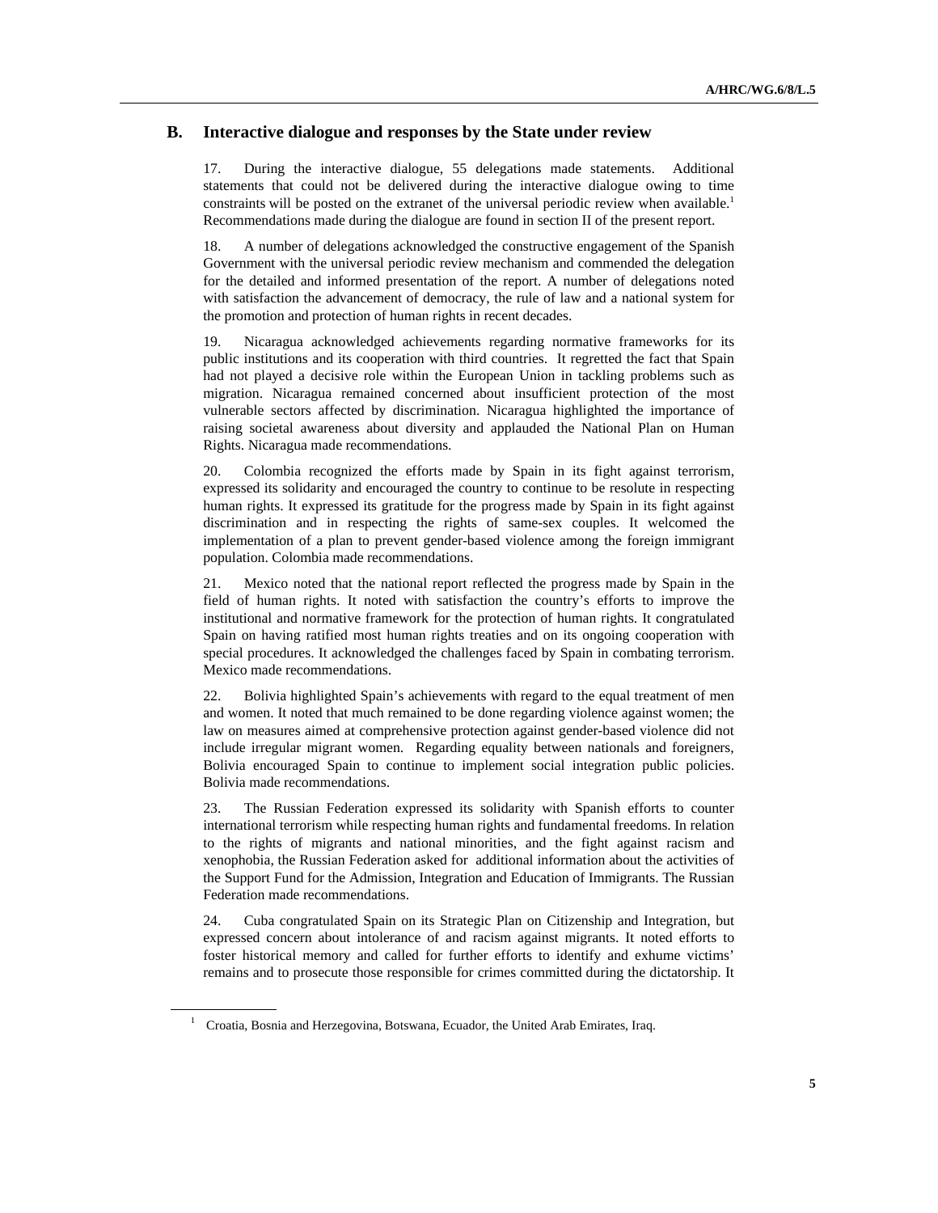## B. Interactive dialogue and responses by the State under review

17. During the interactive dialogue, 55 delegations made statements. Additional statements that could not be delivered during the interactive dialogue owing to time constraints will be posted on the extranet of the universal periodic review when available.[1] Recommendations made during the dialogue are found in section II of the present report.

18. A number of delegations acknowledged the constructive engagement of the Spanish Government with the universal periodic review mechanism and commended the delegation for the detailed and informed presentation of the report. A number of delegations noted with satisfaction the advancement of democracy, the rule of law and a national system for the promotion and protection of human rights in recent decades.

19. Nicaragua acknowledged achievements regarding normative frameworks for its public institutions and its cooperation with third countries. It regretted the fact that Spain had not played a decisive role within the European Union in tackling problems such as migration. Nicaragua remained concerned about insufficient protection of the most vulnerable sectors affected by discrimination. Nicaragua highlighted the importance of raising societal awareness about diversity and applauded the National Plan on Human Rights. Nicaragua made recommendations.

20. Colombia recognized the efforts made by Spain in its fight against terrorism, expressed its solidarity and encouraged the country to continue to be resolute in respecting human rights. It expressed its gratitude for the progress made by Spain in its fight against discrimination and in respecting the rights of same-sex couples. It welcomed the implementation of a plan to prevent gender-based violence among the foreign immigrant population. Colombia made recommendations.

21. Mexico noted that the national report reflected the progress made by Spain in the field of human rights. It noted with satisfaction the country's efforts to improve the institutional and normative framework for the protection of human rights. It congratulated Spain on having ratified most human rights treaties and on its ongoing cooperation with special procedures. It acknowledged the challenges faced by Spain in combating terrorism. Mexico made recommendations.

22. Bolivia highlighted Spain's achievements with regard to the equal treatment of men and women. It noted that much remained to be done regarding violence against women; the law on measures aimed at comprehensive protection against gender-based violence did not include irregular migrant women. Regarding equality between nationals and foreigners, Bolivia encouraged Spain to continue to implement social integration public policies. Bolivia made recommendations.

23. The Russian Federation expressed its solidarity with Spanish efforts to counter international terrorism while respecting human rights and fundamental freedoms. In relation to the rights of migrants and national minorities, and the fight against racism and xenophobia, the Russian Federation asked for additional information about the activities of the Support Fund for the Admission, Integration and Education of Immigrants. The Russian Federation made recommendations.

24. Cuba congratulated Spain on its Strategic Plan on Citizenship and Integration, but expressed concern about intolerance of and racism against migrants. It noted efforts to foster historical memory and called for further efforts to identify and exhume victims' remains and to prosecute those responsible for crimes committed during the dictatorship. It

---

[1] Croatia, Bosnia and Herzegovina, Botswana, Ecuador, the United Arab Emirates, Iraq.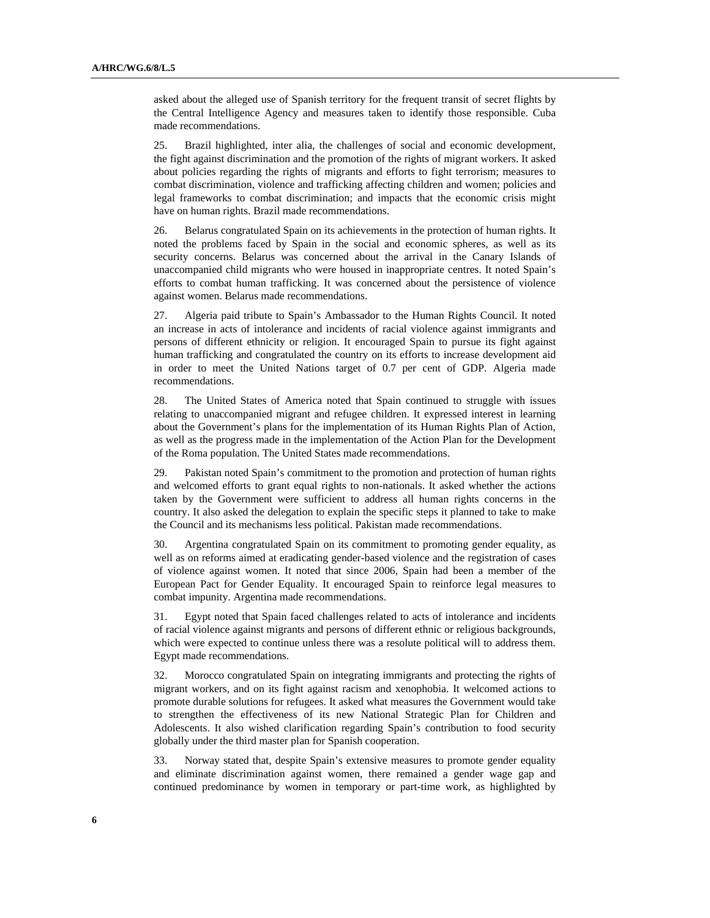asked about the alleged use of Spanish territory for the frequent transit of secret flights by the Central Intelligence Agency and measures taken to identify those responsible. Cuba made recommendations.

25. Brazil highlighted, inter alia, the challenges of social and economic development, the fight against discrimination and the promotion of the rights of migrant workers. It asked about policies regarding the rights of migrants and efforts to fight terrorism; measures to combat discrimination, violence and trafficking affecting children and women; policies and legal frameworks to combat discrimination; and impacts that the economic crisis might have on human rights. Brazil made recommendations.

26. Belarus congratulated Spain on its achievements in the protection of human rights. It noted the problems faced by Spain in the social and economic spheres, as well as its security concerns. Belarus was concerned about the arrival in the Canary Islands of unaccompanied child migrants who were housed in inappropriate centres. It noted Spain's efforts to combat human trafficking. It was concerned about the persistence of violence against women. Belarus made recommendations.

27. Algeria paid tribute to Spain's Ambassador to the Human Rights Council. It noted an increase in acts of intolerance and incidents of racial violence against immigrants and persons of different ethnicity or religion. It encouraged Spain to pursue its fight against human trafficking and congratulated the country on its efforts to increase development aid in order to meet the United Nations target of 0.7 per cent of GDP. Algeria made recommendations.

28. The United States of America noted that Spain continued to struggle with issues relating to unaccompanied migrant and refugee children. It expressed interest in learning about the Government's plans for the implementation of its Human Rights Plan of Action, as well as the progress made in the implementation of the Action Plan for the Development of the Roma population. The United States made recommendations.

29. Pakistan noted Spain's commitment to the promotion and protection of human rights and welcomed efforts to grant equal rights to non-nationals. It asked whether the actions taken by the Government were sufficient to address all human rights concerns in the country. It also asked the delegation to explain the specific steps it planned to take to make the Council and its mechanisms less political. Pakistan made recommendations.

30. Argentina congratulated Spain on its commitment to promoting gender equality, as well as on reforms aimed at eradicating gender-based violence and the registration of cases of violence against women. It noted that since 2006, Spain had been a member of the European Pact for Gender Equality. It encouraged Spain to reinforce legal measures to combat impunity. Argentina made recommendations.

31. Egypt noted that Spain faced challenges related to acts of intolerance and incidents of racial violence against migrants and persons of different ethnic or religious backgrounds, which were expected to continue unless there was a resolute political will to address them. Egypt made recommendations.

32. Morocco congratulated Spain on integrating immigrants and protecting the rights of migrant workers, and on its fight against racism and xenophobia. It welcomed actions to promote durable solutions for refugees. It asked what measures the Government would take to strengthen the effectiveness of its new National Strategic Plan for Children and Adolescents. It also wished clarification regarding Spain's contribution to food security globally under the third master plan for Spanish cooperation.

33. Norway stated that, despite Spain's extensive measures to promote gender equality and eliminate discrimination against women, there remained a gender wage gap and continued predominance by women in temporary or part-time work, as highlighted by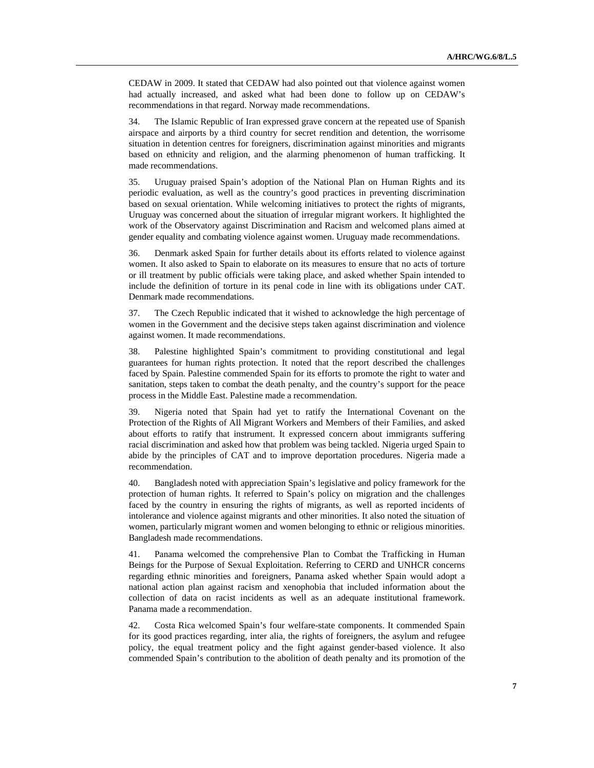CEDAW in 2009. It stated that CEDAW had also pointed out that violence against women had actually increased, and asked what had been done to follow up on CEDAW's recommendations in that regard. Norway made recommendations.

34. The Islamic Republic of Iran expressed grave concern at the repeated use of Spanish airspace and airports by a third country for secret rendition and detention, the worrisome situation in detention centres for foreigners, discrimination against minorities and migrants based on ethnicity and religion, and the alarming phenomenon of human trafficking. It made recommendations.

35. Uruguay praised Spain's adoption of the National Plan on Human Rights and its periodic evaluation, as well as the country's good practices in preventing discrimination based on sexual orientation. While welcoming initiatives to protect the rights of migrants, Uruguay was concerned about the situation of irregular migrant workers. It highlighted the work of the Observatory against Discrimination and Racism and welcomed plans aimed at gender equality and combating violence against women. Uruguay made recommendations.

36. Denmark asked Spain for further details about its efforts related to violence against women. It also asked to Spain to elaborate on its measures to ensure that no acts of torture or ill treatment by public officials were taking place, and asked whether Spain intended to include the definition of torture in its penal code in line with its obligations under CAT. Denmark made recommendations.

37. The Czech Republic indicated that it wished to acknowledge the high percentage of women in the Government and the decisive steps taken against discrimination and violence against women. It made recommendations.

38. Palestine highlighted Spain's commitment to providing constitutional and legal guarantees for human rights protection. It noted that the report described the challenges faced by Spain. Palestine commended Spain for its efforts to promote the right to water and sanitation, steps taken to combat the death penalty, and the country's support for the peace process in the Middle East. Palestine made a recommendation.

39. Nigeria noted that Spain had yet to ratify the International Covenant on the Protection of the Rights of All Migrant Workers and Members of their Families, and asked about efforts to ratify that instrument. It expressed concern about immigrants suffering racial discrimination and asked how that problem was being tackled. Nigeria urged Spain to abide by the principles of CAT and to improve deportation procedures. Nigeria made a recommendation.

40. Bangladesh noted with appreciation Spain's legislative and policy framework for the protection of human rights. It referred to Spain's policy on migration and the challenges faced by the country in ensuring the rights of migrants, as well as reported incidents of intolerance and violence against migrants and other minorities. It also noted the situation of women, particularly migrant women and women belonging to ethnic or religious minorities. Bangladesh made recommendations.

41. Panama welcomed the comprehensive Plan to Combat the Trafficking in Human Beings for the Purpose of Sexual Exploitation. Referring to CERD and UNHCR concerns regarding ethnic minorities and foreigners, Panama asked whether Spain would adopt a national action plan against racism and xenophobia that included information about the collection of data on racist incidents as well as an adequate institutional framework. Panama made a recommendation.

42. Costa Rica welcomed Spain's four welfare-state components. It commended Spain for its good practices regarding, inter alia, the rights of foreigners, the asylum and refugee policy, the equal treatment policy and the fight against gender-based violence. It also commended Spain's contribution to the abolition of death penalty and its promotion of the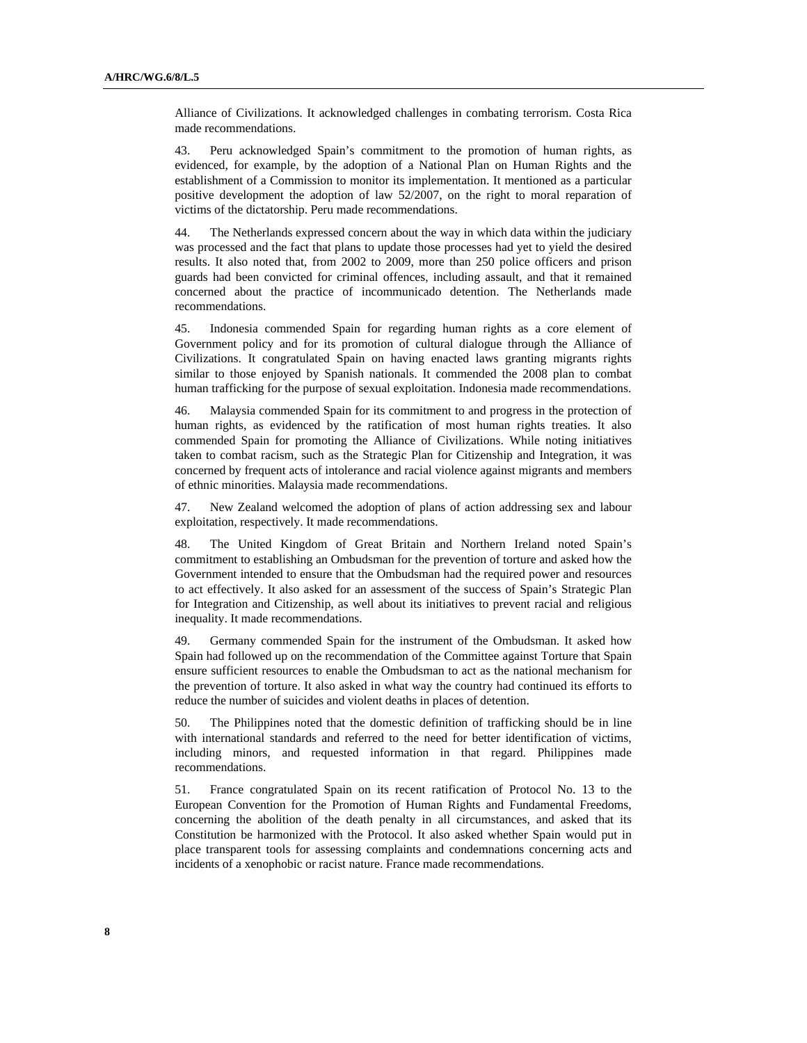Alliance of Civilizations. It acknowledged challenges in combating terrorism. Costa Rica made recommendations.

43. Peru acknowledged Spain's commitment to the promotion of human rights, as evidenced, for example, by the adoption of a National Plan on Human Rights and the establishment of a Commission to monitor its implementation. It mentioned as a particular positive development the adoption of law 52/2007, on the right to moral reparation of victims of the dictatorship. Peru made recommendations.

44. The Netherlands expressed concern about the way in which data within the judiciary was processed and the fact that plans to update those processes had yet to yield the desired results. It also noted that, from 2002 to 2009, more than 250 police officers and prison guards had been convicted for criminal offences, including assault, and that it remained concerned about the practice of incommunicado detention. The Netherlands made recommendations.

45. Indonesia commended Spain for regarding human rights as a core element of Government policy and for its promotion of cultural dialogue through the Alliance of Civilizations. It congratulated Spain on having enacted laws granting migrants rights similar to those enjoyed by Spanish nationals. It commended the 2008 plan to combat human trafficking for the purpose of sexual exploitation. Indonesia made recommendations.

46. Malaysia commended Spain for its commitment to and progress in the protection of human rights, as evidenced by the ratification of most human rights treaties. It also commended Spain for promoting the Alliance of Civilizations. While noting initiatives taken to combat racism, such as the Strategic Plan for Citizenship and Integration, it was concerned by frequent acts of intolerance and racial violence against migrants and members of ethnic minorities. Malaysia made recommendations.

47. New Zealand welcomed the adoption of plans of action addressing sex and labour exploitation, respectively. It made recommendations.

48. The United Kingdom of Great Britain and Northern Ireland noted Spain's commitment to establishing an Ombudsman for the prevention of torture and asked how the Government intended to ensure that the Ombudsman had the required power and resources to act effectively. It also asked for an assessment of the success of Spain's Strategic Plan for Integration and Citizenship, as well about its initiatives to prevent racial and religious inequality. It made recommendations.

49. Germany commended Spain for the instrument of the Ombudsman. It asked how Spain had followed up on the recommendation of the Committee against Torture that Spain ensure sufficient resources to enable the Ombudsman to act as the national mechanism for the prevention of torture. It also asked in what way the country had continued its efforts to reduce the number of suicides and violent deaths in places of detention.

50. The Philippines noted that the domestic definition of trafficking should be in line with international standards and referred to the need for better identification of victims, including minors, and requested information in that regard. Philippines made recommendations.

51. France congratulated Spain on its recent ratification of Protocol No. 13 to the European Convention for the Promotion of Human Rights and Fundamental Freedoms, concerning the abolition of the death penalty in all circumstances, and asked that its Constitution be harmonized with the Protocol. It also asked whether Spain would put in place transparent tools for assessing complaints and condemnations concerning acts and incidents of a xenophobic or racist nature. France made recommendations.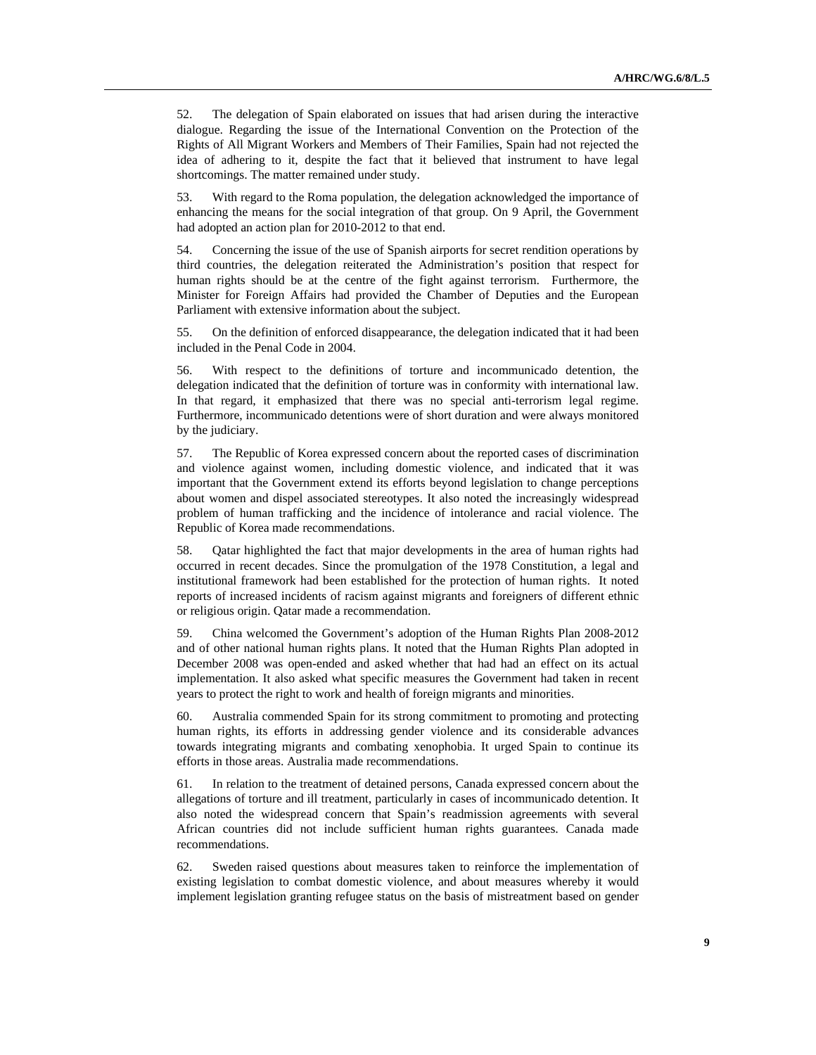52. The delegation of Spain elaborated on issues that had arisen during the interactive dialogue. Regarding the issue of the International Convention on the Protection of the Rights of All Migrant Workers and Members of Their Families, Spain had not rejected the idea of adhering to it, despite the fact that it believed that instrument to have legal shortcomings. The matter remained under study.

53. With regard to the Roma population, the delegation acknowledged the importance of enhancing the means for the social integration of that group. On 9 April, the Government had adopted an action plan for 2010-2012 to that end.

54. Concerning the issue of the use of Spanish airports for secret rendition operations by third countries, the delegation reiterated the Administration's position that respect for human rights should be at the centre of the fight against terrorism. Furthermore, the Minister for Foreign Affairs had provided the Chamber of Deputies and the European Parliament with extensive information about the subject.

55. On the definition of enforced disappearance, the delegation indicated that it had been included in the Penal Code in 2004.

56. With respect to the definitions of torture and incommunicado detention, the delegation indicated that the definition of torture was in conformity with international law. In that regard, it emphasized that there was no special anti-terrorism legal regime. Furthermore, incommunicado detentions were of short duration and were always monitored by the judiciary.

57. The Republic of Korea expressed concern about the reported cases of discrimination and violence against women, including domestic violence, and indicated that it was important that the Government extend its efforts beyond legislation to change perceptions about women and dispel associated stereotypes. It also noted the increasingly widespread problem of human trafficking and the incidence of intolerance and racial violence. The Republic of Korea made recommendations.

58. Qatar highlighted the fact that major developments in the area of human rights had occurred in recent decades. Since the promulgation of the 1978 Constitution, a legal and institutional framework had been established for the protection of human rights. It noted reports of increased incidents of racism against migrants and foreigners of different ethnic or religious origin. Qatar made a recommendation.

59. China welcomed the Government's adoption of the Human Rights Plan 2008-2012 and of other national human rights plans. It noted that the Human Rights Plan adopted in December 2008 was open-ended and asked whether that had had an effect on its actual implementation. It also asked what specific measures the Government had taken in recent years to protect the right to work and health of foreign migrants and minorities.

60. Australia commended Spain for its strong commitment to promoting and protecting human rights, its efforts in addressing gender violence and its considerable advances towards integrating migrants and combating xenophobia. It urged Spain to continue its efforts in those areas. Australia made recommendations.

61. In relation to the treatment of detained persons, Canada expressed concern about the allegations of torture and ill treatment, particularly in cases of incommunicado detention. It also noted the widespread concern that Spain's readmission agreements with several African countries did not include sufficient human rights guarantees. Canada made recommendations.

62. Sweden raised questions about measures taken to reinforce the implementation of existing legislation to combat domestic violence, and about measures whereby it would implement legislation granting refugee status on the basis of mistreatment based on gender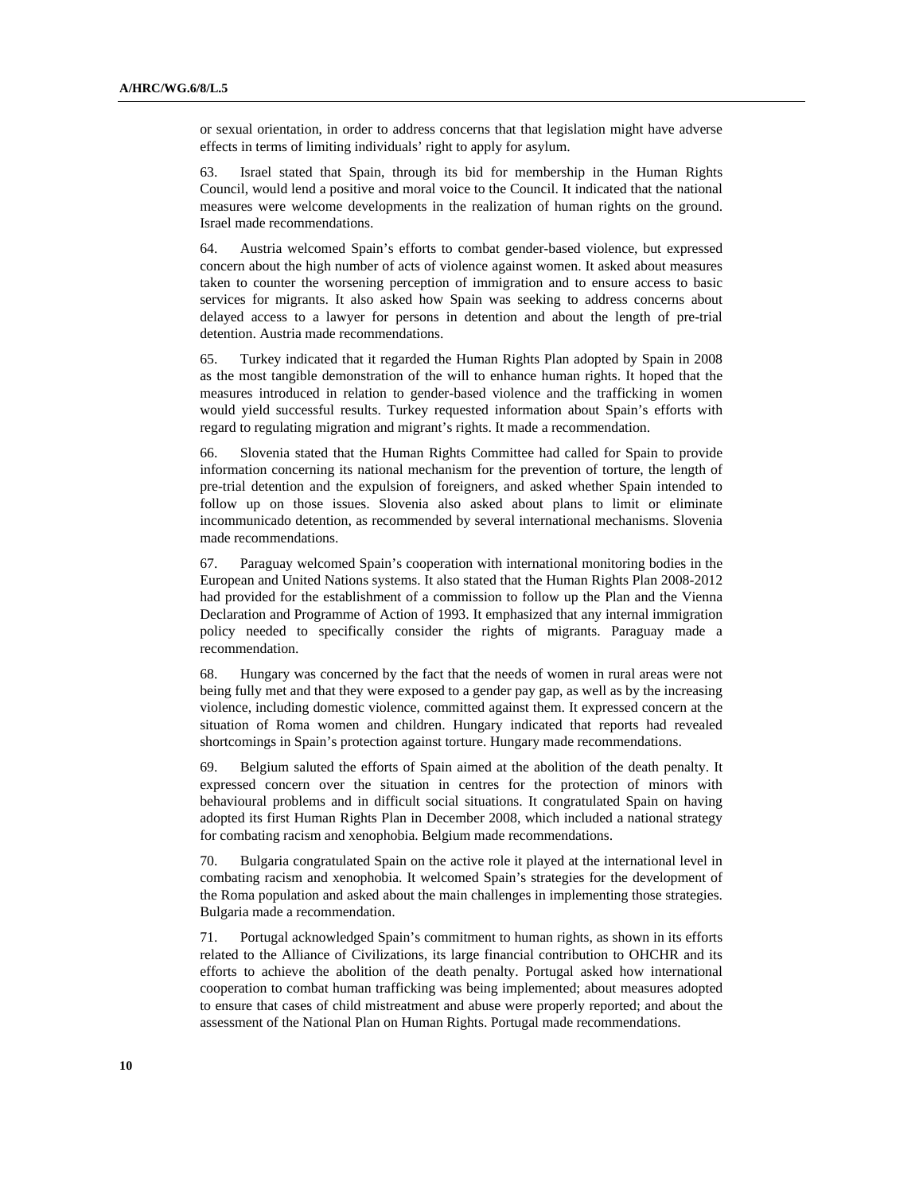or sexual orientation, in order to address concerns that that legislation might have adverse effects in terms of limiting individuals' right to apply for asylum.

63. Israel stated that Spain, through its bid for membership in the Human Rights Council, would lend a positive and moral voice to the Council. It indicated that the national measures were welcome developments in the realization of human rights on the ground. Israel made recommendations.

64. Austria welcomed Spain's efforts to combat gender-based violence, but expressed concern about the high number of acts of violence against women. It asked about measures taken to counter the worsening perception of immigration and to ensure access to basic services for migrants. It also asked how Spain was seeking to address concerns about delayed access to a lawyer for persons in detention and about the length of pre-trial detention. Austria made recommendations.

65. Turkey indicated that it regarded the Human Rights Plan adopted by Spain in 2008 as the most tangible demonstration of the will to enhance human rights. It hoped that the measures introduced in relation to gender-based violence and the trafficking in women would yield successful results. Turkey requested information about Spain's efforts with regard to regulating migration and migrant's rights. It made a recommendation.

66. Slovenia stated that the Human Rights Committee had called for Spain to provide information concerning its national mechanism for the prevention of torture, the length of pre-trial detention and the expulsion of foreigners, and asked whether Spain intended to follow up on those issues. Slovenia also asked about plans to limit or eliminate incommunicado detention, as recommended by several international mechanisms. Slovenia made recommendations.

67. Paraguay welcomed Spain's cooperation with international monitoring bodies in the European and United Nations systems. It also stated that the Human Rights Plan 2008-2012 had provided for the establishment of a commission to follow up the Plan and the Vienna Declaration and Programme of Action of 1993. It emphasized that any internal immigration policy needed to specifically consider the rights of migrants. Paraguay made a recommendation.

68. Hungary was concerned by the fact that the needs of women in rural areas were not being fully met and that they were exposed to a gender pay gap, as well as by the increasing violence, including domestic violence, committed against them. It expressed concern at the situation of Roma women and children. Hungary indicated that reports had revealed shortcomings in Spain's protection against torture. Hungary made recommendations.

69. Belgium saluted the efforts of Spain aimed at the abolition of the death penalty. It expressed concern over the situation in centres for the protection of minors with behavioural problems and in difficult social situations. It congratulated Spain on having adopted its first Human Rights Plan in December 2008, which included a national strategy for combating racism and xenophobia. Belgium made recommendations.

70. Bulgaria congratulated Spain on the active role it played at the international level in combating racism and xenophobia. It welcomed Spain's strategies for the development of the Roma population and asked about the main challenges in implementing those strategies. Bulgaria made a recommendation.

71. Portugal acknowledged Spain's commitment to human rights, as shown in its efforts related to the Alliance of Civilizations, its large financial contribution to OHCHR and its efforts to achieve the abolition of the death penalty. Portugal asked how international cooperation to combat human trafficking was being implemented; about measures adopted to ensure that cases of child mistreatment and abuse were properly reported; and about the assessment of the National Plan on Human Rights. Portugal made recommendations.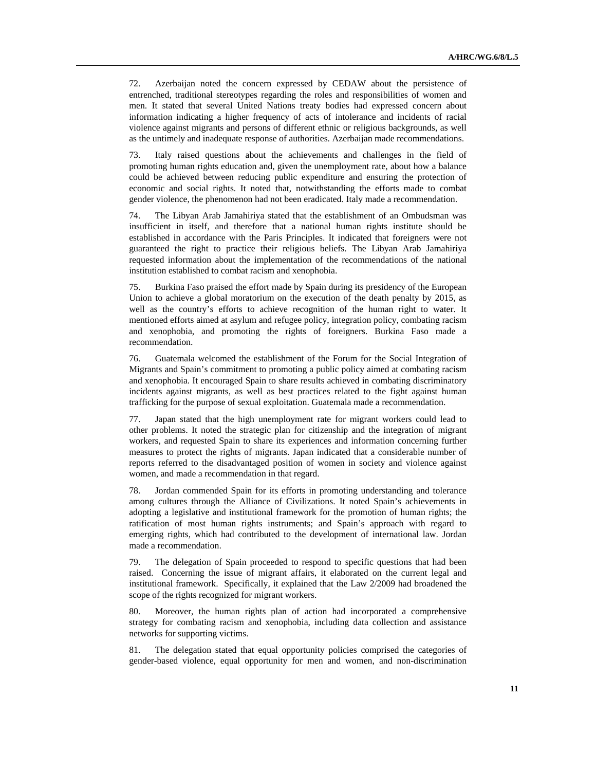72. Azerbaijan noted the concern expressed by CEDAW about the persistence of entrenched, traditional stereotypes regarding the roles and responsibilities of women and men. It stated that several United Nations treaty bodies had expressed concern about information indicating a higher frequency of acts of intolerance and incidents of racial violence against migrants and persons of different ethnic or religious backgrounds, as well as the untimely and inadequate response of authorities. Azerbaijan made recommendations.

73. Italy raised questions about the achievements and challenges in the field of promoting human rights education and, given the unemployment rate, about how a balance could be achieved between reducing public expenditure and ensuring the protection of economic and social rights. It noted that, notwithstanding the efforts made to combat gender violence, the phenomenon had not been eradicated. Italy made a recommendation.

74. The Libyan Arab Jamahiriya stated that the establishment of an Ombudsman was insufficient in itself, and therefore that a national human rights institute should be established in accordance with the Paris Principles. It indicated that foreigners were not guaranteed the right to practice their religious beliefs. The Libyan Arab Jamahiriya requested information about the implementation of the recommendations of the national institution established to combat racism and xenophobia.

75. Burkina Faso praised the effort made by Spain during its presidency of the European Union to achieve a global moratorium on the execution of the death penalty by 2015, as well as the country's efforts to achieve recognition of the human right to water. It mentioned efforts aimed at asylum and refugee policy, integration policy, combating racism and xenophobia, and promoting the rights of foreigners. Burkina Faso made a recommendation.

76. Guatemala welcomed the establishment of the Forum for the Social Integration of Migrants and Spain's commitment to promoting a public policy aimed at combating racism and xenophobia. It encouraged Spain to share results achieved in combating discriminatory incidents against migrants, as well as best practices related to the fight against human trafficking for the purpose of sexual exploitation. Guatemala made a recommendation.

77. Japan stated that the high unemployment rate for migrant workers could lead to other problems. It noted the strategic plan for citizenship and the integration of migrant workers, and requested Spain to share its experiences and information concerning further measures to protect the rights of migrants. Japan indicated that a considerable number of reports referred to the disadvantaged position of women in society and violence against women, and made a recommendation in that regard.

78. Jordan commended Spain for its efforts in promoting understanding and tolerance among cultures through the Alliance of Civilizations. It noted Spain's achievements in adopting a legislative and institutional framework for the promotion of human rights; the ratification of most human rights instruments; and Spain's approach with regard to emerging rights, which had contributed to the development of international law. Jordan made a recommendation.

79. The delegation of Spain proceeded to respond to specific questions that had been raised. Concerning the issue of migrant affairs, it elaborated on the current legal and institutional framework. Specifically, it explained that the Law 2/2009 had broadened the scope of the rights recognized for migrant workers.

80. Moreover, the human rights plan of action had incorporated a comprehensive strategy for combating racism and xenophobia, including data collection and assistance networks for supporting victims.

81. The delegation stated that equal opportunity policies comprised the categories of gender-based violence, equal opportunity for men and women, and non-discrimination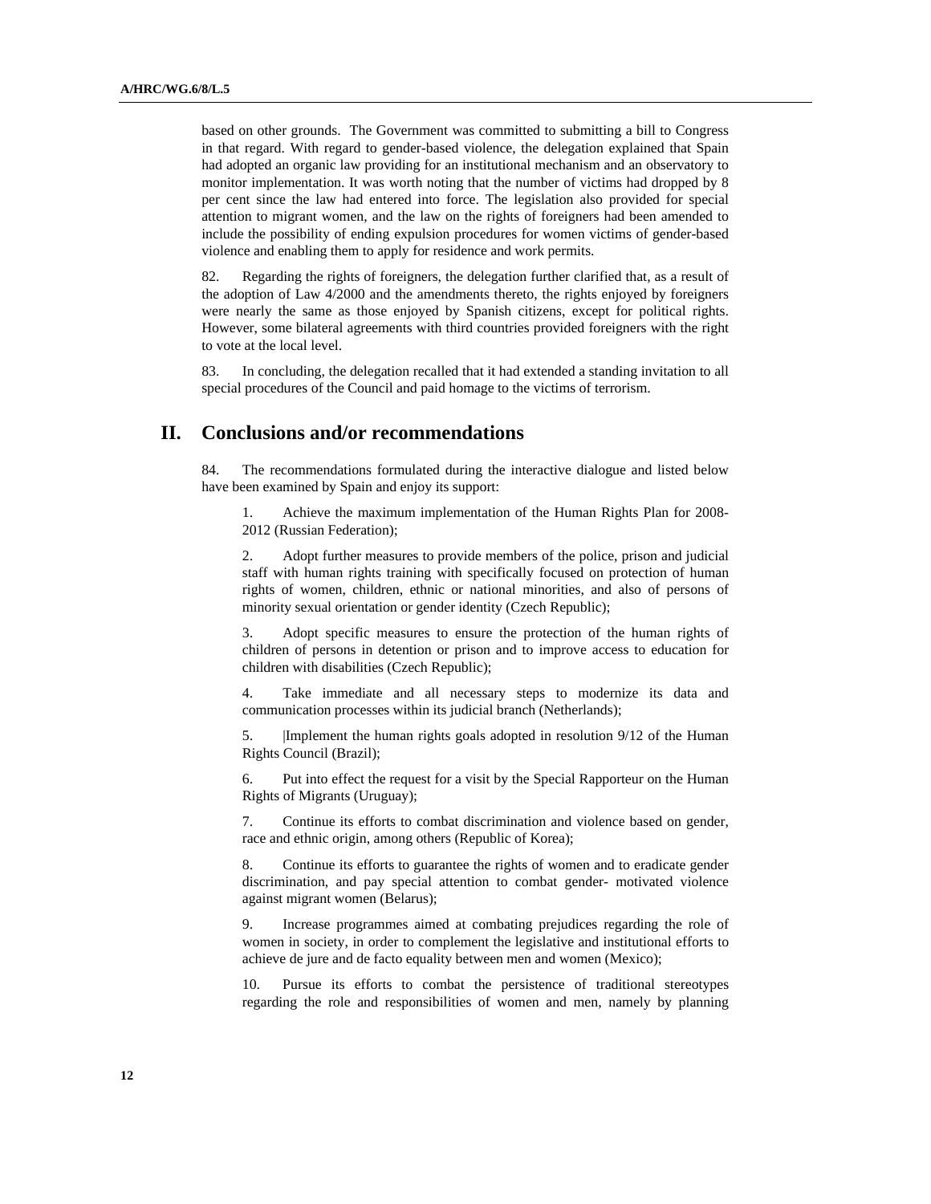based on other grounds. The Government was committed to submitting a bill to Congress in that regard. With regard to gender-based violence, the delegation explained that Spain had adopted an organic law providing for an institutional mechanism and an observatory to monitor implementation. It was worth noting that the number of victims had dropped by 8 per cent since the law had entered into force. The legislation also provided for special attention to migrant women, and the law on the rights of foreigners had been amended to include the possibility of ending expulsion procedures for women victims of gender-based violence and enabling them to apply for residence and work permits.

82. Regarding the rights of foreigners, the delegation further clarified that, as a result of the adoption of Law 4/2000 and the amendments thereto, the rights enjoyed by foreigners were nearly the same as those enjoyed by Spanish citizens, except for political rights. However, some bilateral agreements with third countries provided foreigners with the right to vote at the local level.

83. In concluding, the delegation recalled that it had extended a standing invitation to all special procedures of the Council and paid homage to the victims of terrorism.

## II. Conclusions and/or recommendations

84. The recommendations formulated during the interactive dialogue and listed below have been examined by Spain and enjoy its support:

1. Achieve the maximum implementation of the Human Rights Plan for 2008-2012 (Russian Federation);

2. Adopt further measures to provide members of the police, prison and judicial staff with human rights training with specifically focused on protection of human rights of women, children, ethnic or national minorities, and also of persons of minority sexual orientation or gender identity (Czech Republic);

3. Adopt specific measures to ensure the protection of the human rights of children of persons in detention or prison and to improve access to education for children with disabilities (Czech Republic);

4. Take immediate and all necessary steps to modernize its data and communication processes within its judicial branch (Netherlands);

5. |Implement the human rights goals adopted in resolution 9/12 of the Human Rights Council (Brazil);

6. Put into effect the request for a visit by the Special Rapporteur on the Human Rights of Migrants (Uruguay);

7. Continue its efforts to combat discrimination and violence based on gender, race and ethnic origin, among others (Republic of Korea);

8. Continue its efforts to guarantee the rights of women and to eradicate gender discrimination, and pay special attention to combat gender- motivated violence against migrant women (Belarus);

9. Increase programmes aimed at combating prejudices regarding the role of women in society, in order to complement the legislative and institutional efforts to achieve de jure and de facto equality between men and women (Mexico);

10. Pursue its efforts to combat the persistence of traditional stereotypes regarding the role and responsibilities of women and men, namely by planning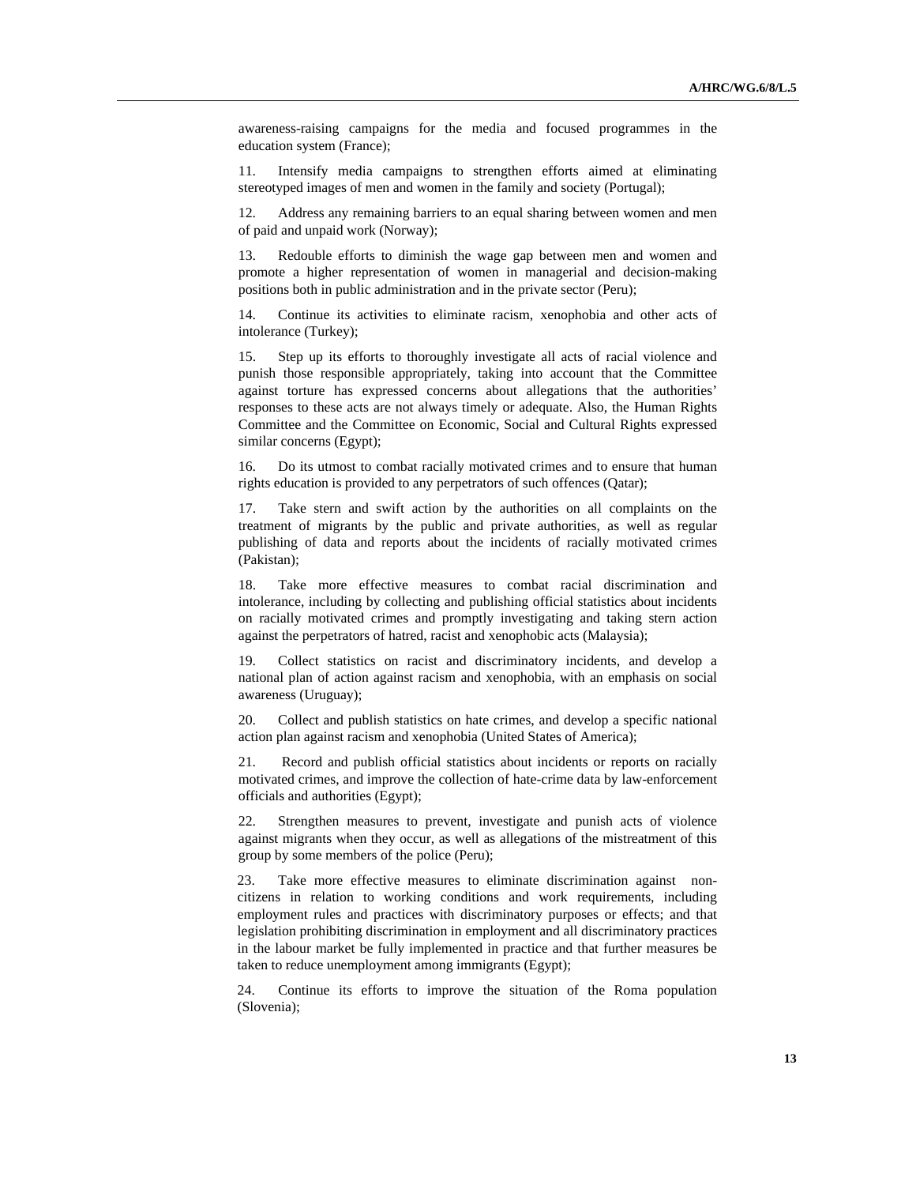awareness-raising campaigns for the media and focused programmes in the education system (France);

11. Intensify media campaigns to strengthen efforts aimed at eliminating stereotyped images of men and women in the family and society (Portugal);

12. Address any remaining barriers to an equal sharing between women and men of paid and unpaid work (Norway);

13. Redouble efforts to diminish the wage gap between men and women and promote a higher representation of women in managerial and decision-making positions both in public administration and in the private sector (Peru);

14. Continue its activities to eliminate racism, xenophobia and other acts of intolerance (Turkey);

15. Step up its efforts to thoroughly investigate all acts of racial violence and punish those responsible appropriately, taking into account that the Committee against torture has expressed concerns about allegations that the authorities' responses to these acts are not always timely or adequate. Also, the Human Rights Committee and the Committee on Economic, Social and Cultural Rights expressed similar concerns (Egypt);

16. Do its utmost to combat racially motivated crimes and to ensure that human rights education is provided to any perpetrators of such offences (Qatar);

17. Take stern and swift action by the authorities on all complaints on the treatment of migrants by the public and private authorities, as well as regular publishing of data and reports about the incidents of racially motivated crimes (Pakistan);

18. Take more effective measures to combat racial discrimination and intolerance, including by collecting and publishing official statistics about incidents on racially motivated crimes and promptly investigating and taking stern action against the perpetrators of hatred, racist and xenophobic acts (Malaysia);

19. Collect statistics on racist and discriminatory incidents, and develop a national plan of action against racism and xenophobia, with an emphasis on social awareness (Uruguay);

20. Collect and publish statistics on hate crimes, and develop a specific national action plan against racism and xenophobia (United States of America);

21. Record and publish official statistics about incidents or reports on racially motivated crimes, and improve the collection of hate-crime data by law-enforcement officials and authorities (Egypt);

22. Strengthen measures to prevent, investigate and punish acts of violence against migrants when they occur, as well as allegations of the mistreatment of this group by some members of the police (Peru);

23. Take more effective measures to eliminate discrimination against non-citizens in relation to working conditions and work requirements, including employment rules and practices with discriminatory purposes or effects; and that legislation prohibiting discrimination in employment and all discriminatory practices in the labour market be fully implemented in practice and that further measures be taken to reduce unemployment among immigrants (Egypt);

24. Continue its efforts to improve the situation of the Roma population (Slovenia);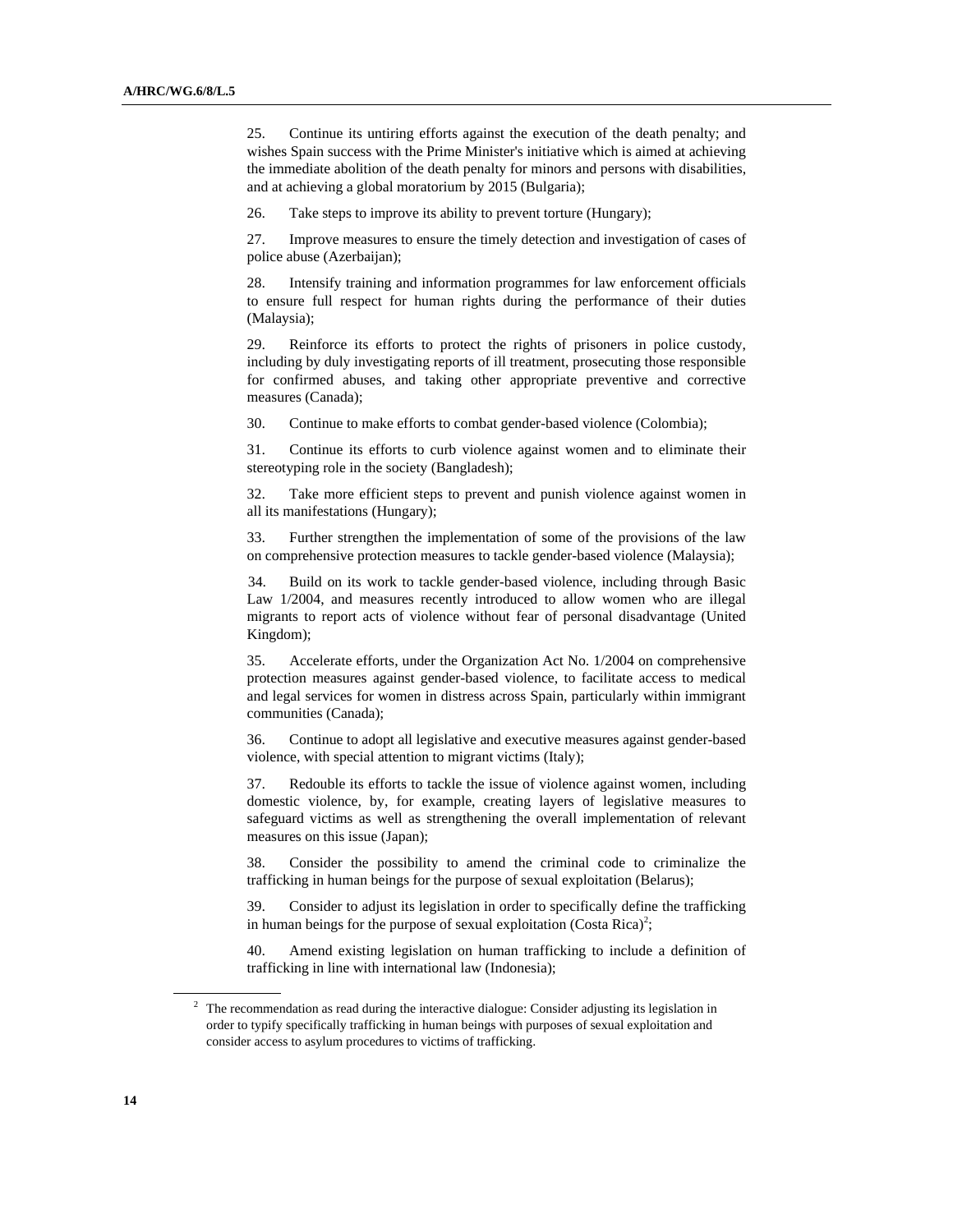25. Continue its untiring efforts against the execution of the death penalty; and wishes Spain success with the Prime Minister's initiative which is aimed at achieving the immediate abolition of the death penalty for minors and persons with disabilities, and at achieving a global moratorium by 2015 (Bulgaria);

26. Take steps to improve its ability to prevent torture (Hungary);

27. Improve measures to ensure the timely detection and investigation of cases of police abuse (Azerbaijan);

28. Intensify training and information programmes for law enforcement officials to ensure full respect for human rights during the performance of their duties (Malaysia);

29. Reinforce its efforts to protect the rights of prisoners in police custody, including by duly investigating reports of ill treatment, prosecuting those responsible for confirmed abuses, and taking other appropriate preventive and corrective measures (Canada);

30. Continue to make efforts to combat gender-based violence (Colombia);

31. Continue its efforts to curb violence against women and to eliminate their stereotyping role in the society (Bangladesh);

32. Take more efficient steps to prevent and punish violence against women in all its manifestations (Hungary);

33. Further strengthen the implementation of some of the provisions of the law on comprehensive protection measures to tackle gender-based violence (Malaysia);

34. Build on its work to tackle gender-based violence, including through Basic Law 1/2004, and measures recently introduced to allow women who are illegal migrants to report acts of violence without fear of personal disadvantage (United Kingdom);

35. Accelerate efforts, under the Organization Act No. 1/2004 on comprehensive protection measures against gender-based violence, to facilitate access to medical and legal services for women in distress across Spain, particularly within immigrant communities (Canada);

36. Continue to adopt all legislative and executive measures against gender-based violence, with special attention to migrant victims (Italy);

37. Redouble its efforts to tackle the issue of violence against women, including domestic violence, by, for example, creating layers of legislative measures to safeguard victims as well as strengthening the overall implementation of relevant measures on this issue (Japan);

38. Consider the possibility to amend the criminal code to criminalize the trafficking in human beings for the purpose of sexual exploitation (Belarus);

39. Consider to adjust its legislation in order to specifically define the trafficking in human beings for the purpose of sexual exploitation (Costa Rica)[2];

40. Amend existing legislation on human trafficking to include a definition of trafficking in line with international law (Indonesia);

---

[2] The recommendation as read during the interactive dialogue: Consider adjusting its legislation in order to typify specifically trafficking in human beings with purposes of sexual exploitation and consider access to asylum procedures to victims of trafficking.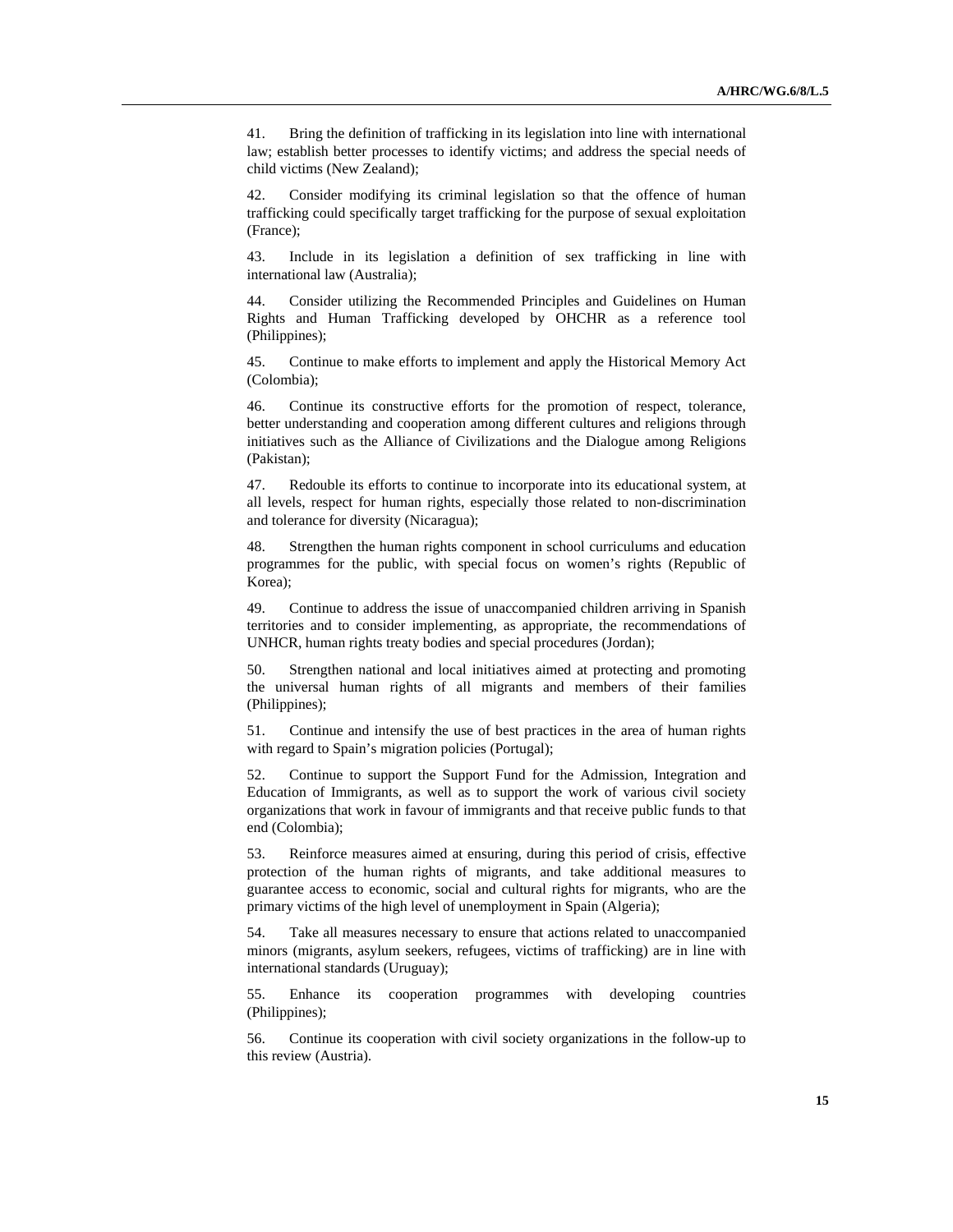41. Bring the definition of trafficking in its legislation into line with international law; establish better processes to identify victims; and address the special needs of child victims (New Zealand);

42. Consider modifying its criminal legislation so that the offence of human trafficking could specifically target trafficking for the purpose of sexual exploitation (France);

43. Include in its legislation a definition of sex trafficking in line with international law (Australia);

44. Consider utilizing the Recommended Principles and Guidelines on Human Rights and Human Trafficking developed by OHCHR as a reference tool (Philippines);

45. Continue to make efforts to implement and apply the Historical Memory Act (Colombia);

46. Continue its constructive efforts for the promotion of respect, tolerance, better understanding and cooperation among different cultures and religions through initiatives such as the Alliance of Civilizations and the Dialogue among Religions (Pakistan);

47. Redouble its efforts to continue to incorporate into its educational system, at all levels, respect for human rights, especially those related to non-discrimination and tolerance for diversity (Nicaragua);

48. Strengthen the human rights component in school curriculums and education programmes for the public, with special focus on women's rights (Republic of Korea);

49. Continue to address the issue of unaccompanied children arriving in Spanish territories and to consider implementing, as appropriate, the recommendations of UNHCR, human rights treaty bodies and special procedures (Jordan);

50. Strengthen national and local initiatives aimed at protecting and promoting the universal human rights of all migrants and members of their families (Philippines);

51. Continue and intensify the use of best practices in the area of human rights with regard to Spain's migration policies (Portugal);

52. Continue to support the Support Fund for the Admission, Integration and Education of Immigrants, as well as to support the work of various civil society organizations that work in favour of immigrants and that receive public funds to that end (Colombia);

53. Reinforce measures aimed at ensuring, during this period of crisis, effective protection of the human rights of migrants, and take additional measures to guarantee access to economic, social and cultural rights for migrants, who are the primary victims of the high level of unemployment in Spain (Algeria);

54. Take all measures necessary to ensure that actions related to unaccompanied minors (migrants, asylum seekers, refugees, victims of trafficking) are in line with international standards (Uruguay);

55. Enhance its cooperation programmes with developing countries (Philippines);

56. Continue its cooperation with civil society organizations in the follow-up to this review (Austria).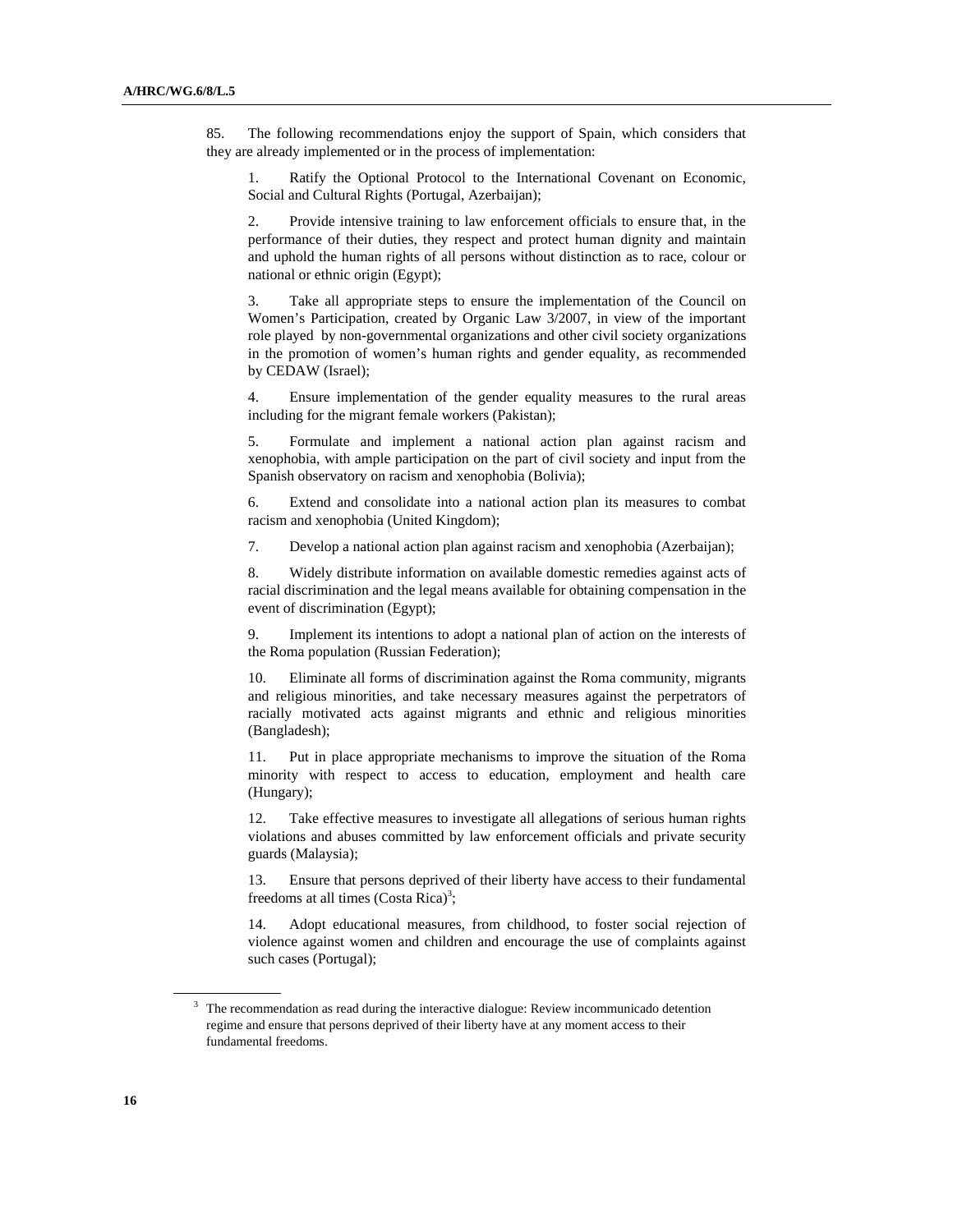85. The following recommendations enjoy the support of Spain, which considers that they are already implemented or in the process of implementation:

1. Ratify the Optional Protocol to the International Covenant on Economic, Social and Cultural Rights (Portugal, Azerbaijan);

2. Provide intensive training to law enforcement officials to ensure that, in the performance of their duties, they respect and protect human dignity and maintain and uphold the human rights of all persons without distinction as to race, colour or national or ethnic origin (Egypt);

3. Take all appropriate steps to ensure the implementation of the Council on Women's Participation, created by Organic Law 3/2007, in view of the important role played by non-governmental organizations and other civil society organizations in the promotion of women's human rights and gender equality, as recommended by CEDAW (Israel);

4. Ensure implementation of the gender equality measures to the rural areas including for the migrant female workers (Pakistan);

5. Formulate and implement a national action plan against racism and xenophobia, with ample participation on the part of civil society and input from the Spanish observatory on racism and xenophobia (Bolivia);

6. Extend and consolidate into a national action plan its measures to combat racism and xenophobia (United Kingdom);

7. Develop a national action plan against racism and xenophobia (Azerbaijan);

8. Widely distribute information on available domestic remedies against acts of racial discrimination and the legal means available for obtaining compensation in the event of discrimination (Egypt);

9. Implement its intentions to adopt a national plan of action on the interests of the Roma population (Russian Federation);

10. Eliminate all forms of discrimination against the Roma community, migrants and religious minorities, and take necessary measures against the perpetrators of racially motivated acts against migrants and ethnic and religious minorities (Bangladesh);

11. Put in place appropriate mechanisms to improve the situation of the Roma minority with respect to access to education, employment and health care (Hungary);

12. Take effective measures to investigate all allegations of serious human rights violations and abuses committed by law enforcement officials and private security guards (Malaysia);

13. Ensure that persons deprived of their liberty have access to their fundamental freedoms at all times (Costa Rica)[3];

14. Adopt educational measures, from childhood, to foster social rejection of violence against women and children and encourage the use of complaints against such cases (Portugal);

[3] The recommendation as read during the interactive dialogue: Review incommunicado detention regime and ensure that persons deprived of their liberty have at any moment access to their fundamental freedoms.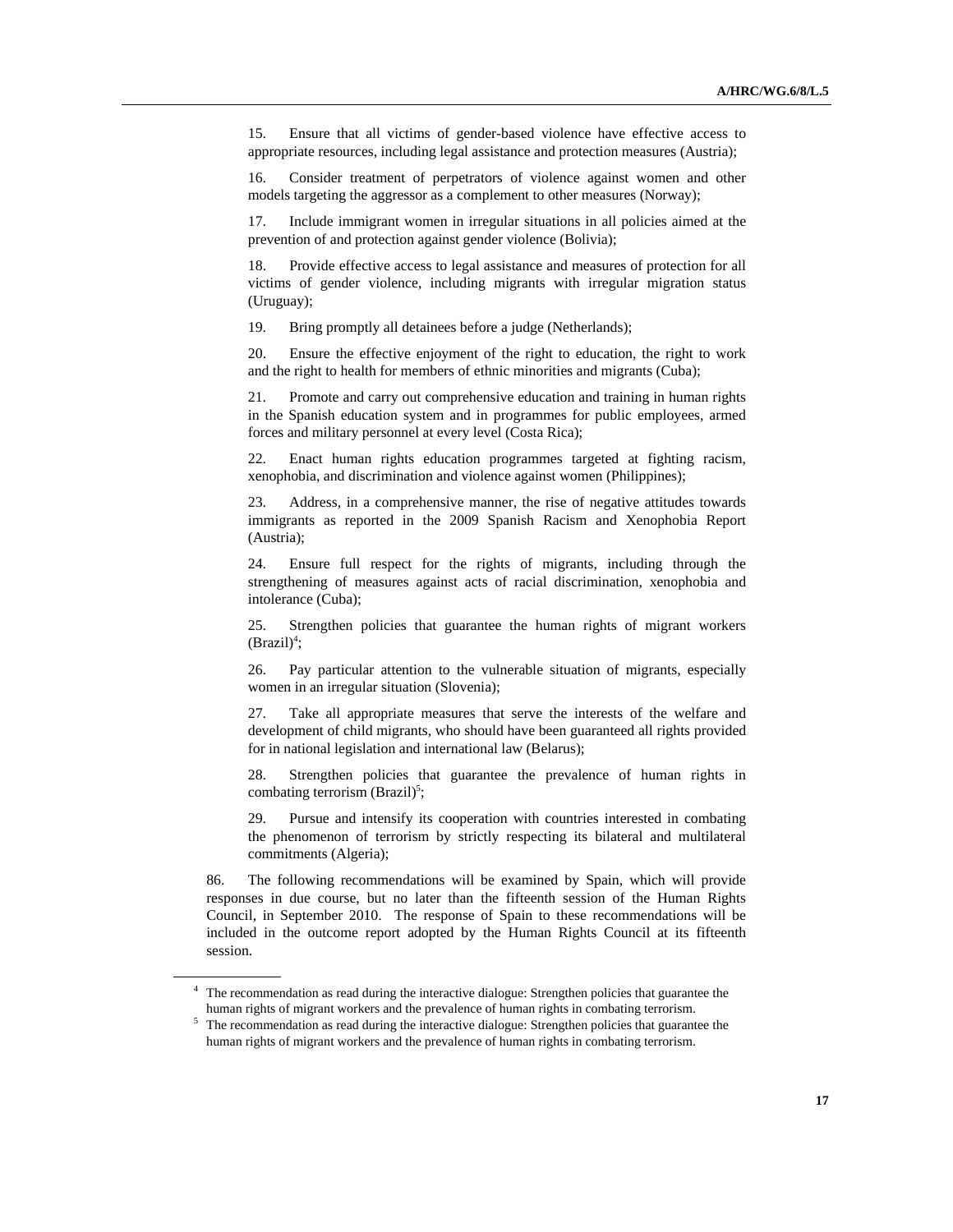15. Ensure that all victims of gender-based violence have effective access to appropriate resources, including legal assistance and protection measures (Austria);

16. Consider treatment of perpetrators of violence against women and other models targeting the aggressor as a complement to other measures (Norway);

17. Include immigrant women in irregular situations in all policies aimed at the prevention of and protection against gender violence (Bolivia);

18. Provide effective access to legal assistance and measures of protection for all victims of gender violence, including migrants with irregular migration status (Uruguay);

19. Bring promptly all detainees before a judge (Netherlands);

20. Ensure the effective enjoyment of the right to education, the right to work and the right to health for members of ethnic minorities and migrants (Cuba);

21. Promote and carry out comprehensive education and training in human rights in the Spanish education system and in programmes for public employees, armed forces and military personnel at every level (Costa Rica);

22. Enact human rights education programmes targeted at fighting racism, xenophobia, and discrimination and violence against women (Philippines);

23. Address, in a comprehensive manner, the rise of negative attitudes towards immigrants as reported in the 2009 Spanish Racism and Xenophobia Report (Austria);

24. Ensure full respect for the rights of migrants, including through the strengthening of measures against acts of racial discrimination, xenophobia and intolerance (Cuba);

25. Strengthen policies that guarantee the human rights of migrant workers (Brazil)[4];

26. Pay particular attention to the vulnerable situation of migrants, especially women in an irregular situation (Slovenia);

27. Take all appropriate measures that serve the interests of the welfare and development of child migrants, who should have been guaranteed all rights provided for in national legislation and international law (Belarus);

28. Strengthen policies that guarantee the prevalence of human rights in combating terrorism (Brazil)[5];

29. Pursue and intensify its cooperation with countries interested in combating the phenomenon of terrorism by strictly respecting its bilateral and multilateral commitments (Algeria);

86. The following recommendations will be examined by Spain, which will provide responses in due course, but no later than the fifteenth session of the Human Rights Council, in September 2010. The response of Spain to these recommendations will be included in the outcome report adopted by the Human Rights Council at its fifteenth session.

---

[4] The recommendation as read during the interactive dialogue: Strengthen policies that guarantee the human rights of migrant workers and the prevalence of human rights in combating terrorism.

[5] The recommendation as read during the interactive dialogue: Strengthen policies that guarantee the human rights of migrant workers and the prevalence of human rights in combating terrorism.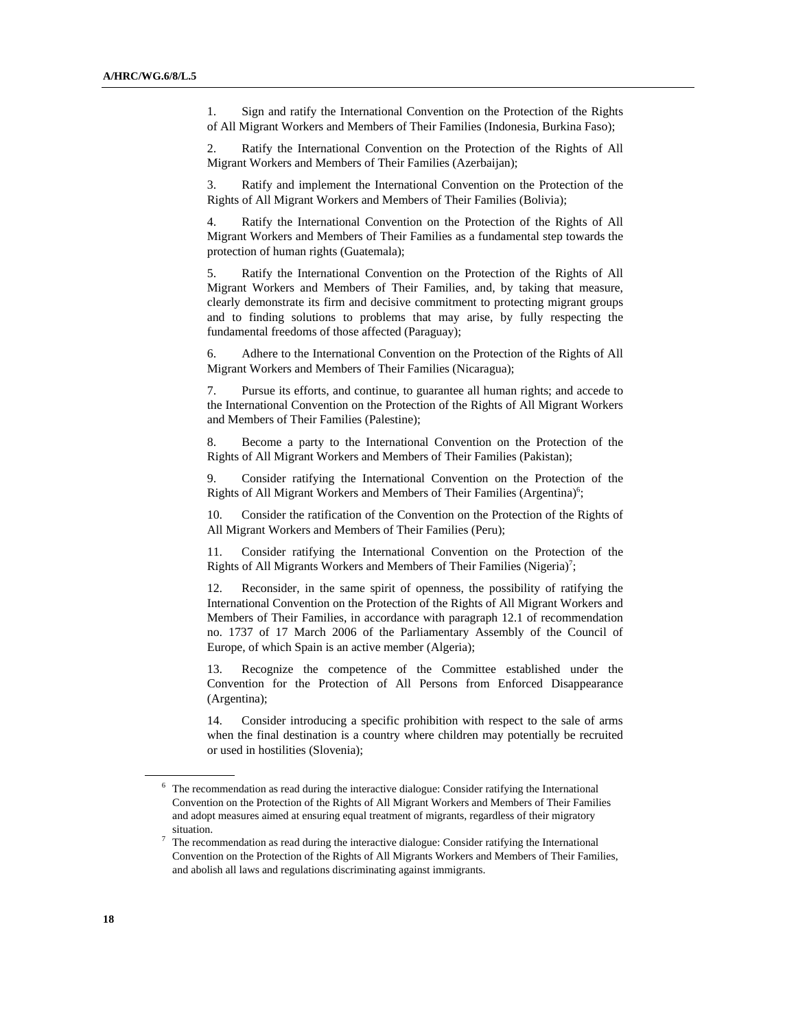1. Sign and ratify the International Convention on the Protection of the Rights of All Migrant Workers and Members of Their Families (Indonesia, Burkina Faso);

2. Ratify the International Convention on the Protection of the Rights of All Migrant Workers and Members of Their Families (Azerbaijan);

3. Ratify and implement the International Convention on the Protection of the Rights of All Migrant Workers and Members of Their Families (Bolivia);

4. Ratify the International Convention on the Protection of the Rights of All Migrant Workers and Members of Their Families as a fundamental step towards the protection of human rights (Guatemala);

5. Ratify the International Convention on the Protection of the Rights of All Migrant Workers and Members of Their Families, and, by taking that measure, clearly demonstrate its firm and decisive commitment to protecting migrant groups and to finding solutions to problems that may arise, by fully respecting the fundamental freedoms of those affected (Paraguay);

6. Adhere to the International Convention on the Protection of the Rights of All Migrant Workers and Members of Their Families (Nicaragua);

7. Pursue its efforts, and continue, to guarantee all human rights; and accede to the International Convention on the Protection of the Rights of All Migrant Workers and Members of Their Families (Palestine);

8. Become a party to the International Convention on the Protection of the Rights of All Migrant Workers and Members of Their Families (Pakistan);

9. Consider ratifying the International Convention on the Protection of the Rights of All Migrant Workers and Members of Their Families (Argentina)[6];

10. Consider the ratification of the Convention on the Protection of the Rights of All Migrant Workers and Members of Their Families (Peru);

11. Consider ratifying the International Convention on the Protection of the Rights of All Migrants Workers and Members of Their Families (Nigeria)[7];

12. Reconsider, in the same spirit of openness, the possibility of ratifying the International Convention on the Protection of the Rights of All Migrant Workers and Members of Their Families, in accordance with paragraph 12.1 of recommendation no. 1737 of 17 March 2006 of the Parliamentary Assembly of the Council of Europe, of which Spain is an active member (Algeria);

13. Recognize the competence of the Committee established under the Convention for the Protection of All Persons from Enforced Disappearance (Argentina);

14. Consider introducing a specific prohibition with respect to the sale of arms when the final destination is a country where children may potentially be recruited or used in hostilities (Slovenia);

---

[6] The recommendation as read during the interactive dialogue: Consider ratifying the International Convention on the Protection of the Rights of All Migrant Workers and Members of Their Families and adopt measures aimed at ensuring equal treatment of migrants, regardless of their migratory situation.

[7] The recommendation as read during the interactive dialogue: Consider ratifying the International Convention on the Protection of the Rights of All Migrants Workers and Members of Their Families, and abolish all laws and regulations discriminating against immigrants.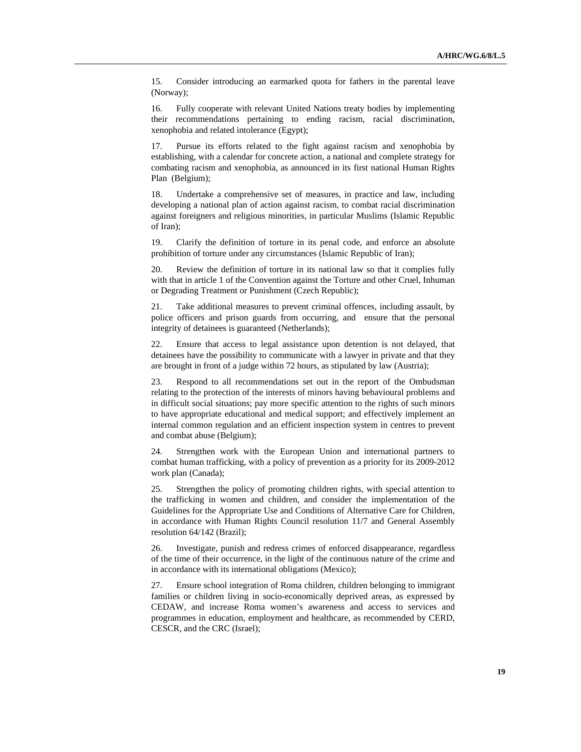15. Consider introducing an earmarked quota for fathers in the parental leave (Norway);

16. Fully cooperate with relevant United Nations treaty bodies by implementing their recommendations pertaining to ending racism, racial discrimination, xenophobia and related intolerance (Egypt);

17. Pursue its efforts related to the fight against racism and xenophobia by establishing, with a calendar for concrete action, a national and complete strategy for combating racism and xenophobia, as announced in its first national Human Rights Plan (Belgium);

18. Undertake a comprehensive set of measures, in practice and law, including developing a national plan of action against racism, to combat racial discrimination against foreigners and religious minorities, in particular Muslims (Islamic Republic of Iran);

19. Clarify the definition of torture in its penal code, and enforce an absolute prohibition of torture under any circumstances (Islamic Republic of Iran);

20. Review the definition of torture in its national law so that it complies fully with that in article 1 of the Convention against the Torture and other Cruel, Inhuman or Degrading Treatment or Punishment (Czech Republic);

21. Take additional measures to prevent criminal offences, including assault, by police officers and prison guards from occurring, and ensure that the personal integrity of detainees is guaranteed (Netherlands);

22. Ensure that access to legal assistance upon detention is not delayed, that detainees have the possibility to communicate with a lawyer in private and that they are brought in front of a judge within 72 hours, as stipulated by law (Austria);

23. Respond to all recommendations set out in the report of the Ombudsman relating to the protection of the interests of minors having behavioural problems and in difficult social situations; pay more specific attention to the rights of such minors to have appropriate educational and medical support; and effectively implement an internal common regulation and an efficient inspection system in centres to prevent and combat abuse (Belgium);

24. Strengthen work with the European Union and international partners to combat human trafficking, with a policy of prevention as a priority for its 2009-2012 work plan (Canada);

25. Strengthen the policy of promoting children rights, with special attention to the trafficking in women and children, and consider the implementation of the Guidelines for the Appropriate Use and Conditions of Alternative Care for Children, in accordance with Human Rights Council resolution 11/7 and General Assembly resolution 64/142 (Brazil);

26. Investigate, punish and redress crimes of enforced disappearance, regardless of the time of their occurrence, in the light of the continuous nature of the crime and in accordance with its international obligations (Mexico);

27. Ensure school integration of Roma children, children belonging to immigrant families or children living in socio-economically deprived areas, as expressed by CEDAW, and increase Roma women's awareness and access to services and programmes in education, employment and healthcare, as recommended by CERD, CESCR, and the CRC (Israel);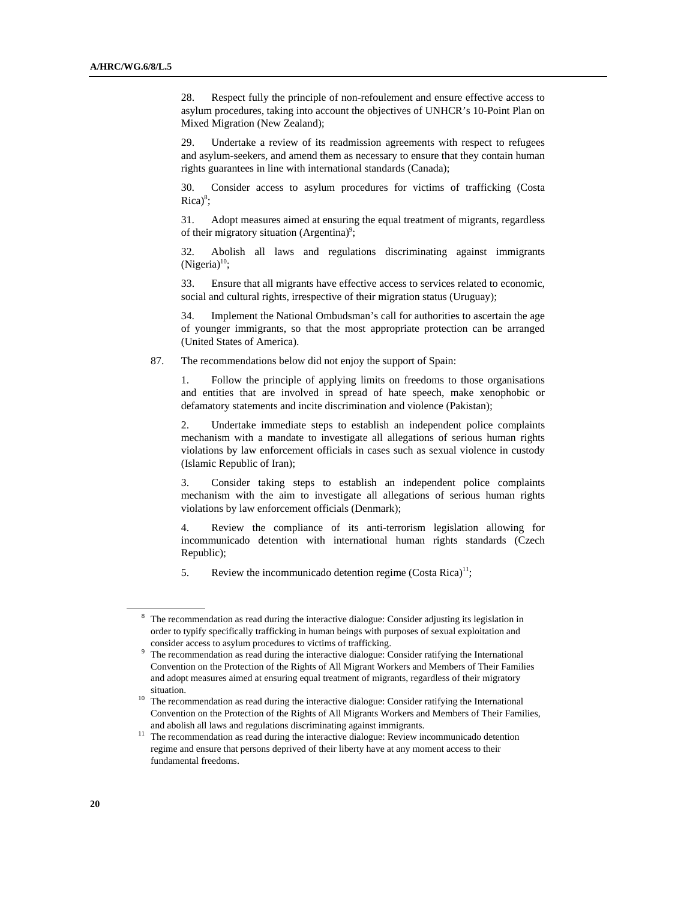28. Respect fully the principle of non-refoulement and ensure effective access to asylum procedures, taking into account the objectives of UNHCR's 10-Point Plan on Mixed Migration (New Zealand);

29. Undertake a review of its readmission agreements with respect to refugees and asylum-seekers, and amend them as necessary to ensure that they contain human rights guarantees in line with international standards (Canada);

30. Consider access to asylum procedures for victims of trafficking (Costa Rica)[8];

31. Adopt measures aimed at ensuring the equal treatment of migrants, regardless of their migratory situation (Argentina)[9];

32. Abolish all laws and regulations discriminating against immigrants (Nigeria)[10];

33. Ensure that all migrants have effective access to services related to economic, social and cultural rights, irrespective of their migration status (Uruguay);

34. Implement the National Ombudsman's call for authorities to ascertain the age of younger immigrants, so that the most appropriate protection can be arranged (United States of America).

87. The recommendations below did not enjoy the support of Spain:

1. Follow the principle of applying limits on freedoms to those organisations and entities that are involved in spread of hate speech, make xenophobic or defamatory statements and incite discrimination and violence (Pakistan);

2. Undertake immediate steps to establish an independent police complaints mechanism with a mandate to investigate all allegations of serious human rights violations by law enforcement officials in cases such as sexual violence in custody (Islamic Republic of Iran);

3. Consider taking steps to establish an independent police complaints mechanism with the aim to investigate all allegations of serious human rights violations by law enforcement officials (Denmark);

4. Review the compliance of its anti-terrorism legislation allowing for incommunicado detention with international human rights standards (Czech Republic);

5. Review the incommunicado detention regime (Costa Rica)[11];

---

[8] The recommendation as read during the interactive dialogue: Consider adjusting its legislation in order to typify specifically trafficking in human beings with purposes of sexual exploitation and consider access to asylum procedures to victims of trafficking.

[9] The recommendation as read during the interactive dialogue: Consider ratifying the International Convention on the Protection of the Rights of All Migrant Workers and Members of Their Families and adopt measures aimed at ensuring equal treatment of migrants, regardless of their migratory situation.

[10] The recommendation as read during the interactive dialogue: Consider ratifying the International Convention on the Protection of the Rights of All Migrants Workers and Members of Their Families, and abolish all laws and regulations discriminating against immigrants.

[11] The recommendation as read during the interactive dialogue: Review incommunicado detention regime and ensure that persons deprived of their liberty have at any moment access to their fundamental freedoms.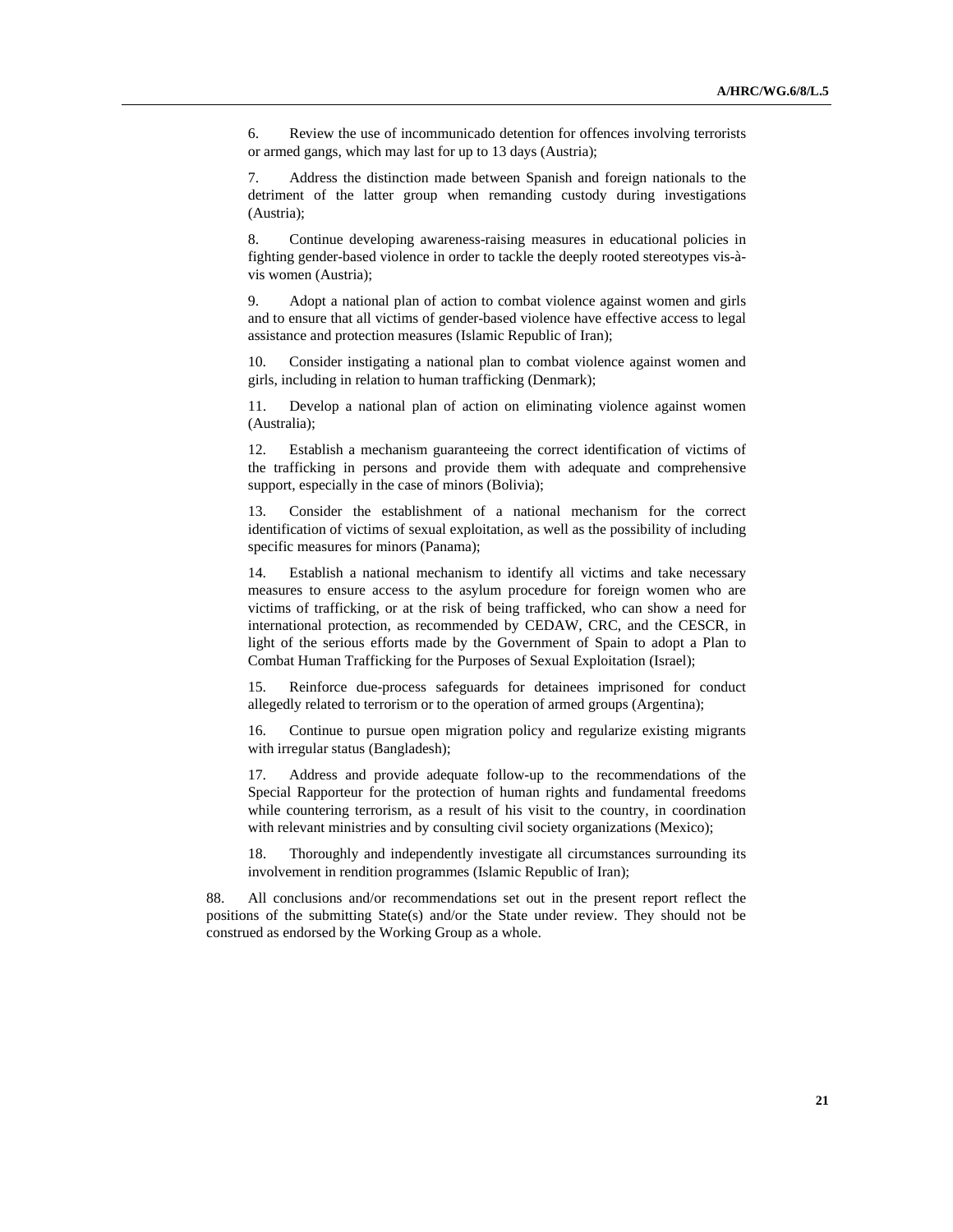6. Review the use of incommunicado detention for offences involving terrorists or armed gangs, which may last for up to 13 days (Austria);

7. Address the distinction made between Spanish and foreign nationals to the detriment of the latter group when remanding custody during investigations (Austria);

8. Continue developing awareness-raising measures in educational policies in fighting gender-based violence in order to tackle the deeply rooted stereotypes vis-à-vis women (Austria);

9. Adopt a national plan of action to combat violence against women and girls and to ensure that all victims of gender-based violence have effective access to legal assistance and protection measures (Islamic Republic of Iran);

10. Consider instigating a national plan to combat violence against women and girls, including in relation to human trafficking (Denmark);

11. Develop a national plan of action on eliminating violence against women (Australia);

12. Establish a mechanism guaranteeing the correct identification of victims of the trafficking in persons and provide them with adequate and comprehensive support, especially in the case of minors (Bolivia);

13. Consider the establishment of a national mechanism for the correct identification of victims of sexual exploitation, as well as the possibility of including specific measures for minors (Panama);

14. Establish a national mechanism to identify all victims and take necessary measures to ensure access to the asylum procedure for foreign women who are victims of trafficking, or at the risk of being trafficked, who can show a need for international protection, as recommended by CEDAW, CRC, and the CESCR, in light of the serious efforts made by the Government of Spain to adopt a Plan to Combat Human Trafficking for the Purposes of Sexual Exploitation (Israel);

15. Reinforce due-process safeguards for detainees imprisoned for conduct allegedly related to terrorism or to the operation of armed groups (Argentina);

16. Continue to pursue open migration policy and regularize existing migrants with irregular status (Bangladesh);

17. Address and provide adequate follow-up to the recommendations of the Special Rapporteur for the protection of human rights and fundamental freedoms while countering terrorism, as a result of his visit to the country, in coordination with relevant ministries and by consulting civil society organizations (Mexico);

18. Thoroughly and independently investigate all circumstances surrounding its involvement in rendition programmes (Islamic Republic of Iran);

88. All conclusions and/or recommendations set out in the present report reflect the positions of the submitting State(s) and/or the State under review. They should not be construed as endorsed by the Working Group as a whole.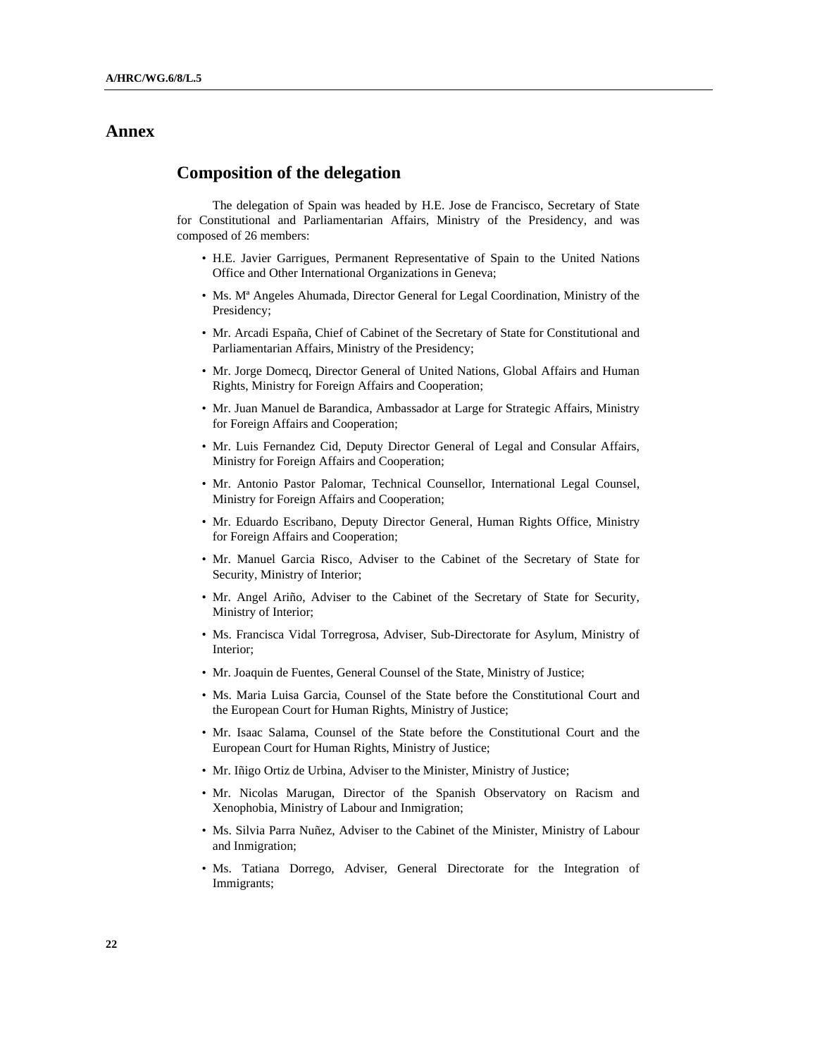# Annex

## Composition of the delegation

The delegation of Spain was headed by H.E. Jose de Francisco, Secretary of State for Constitutional and Parliamentarian Affairs, Ministry of the Presidency, and was composed of 26 members:

- H.E. Javier Garrigues, Permanent Representative of Spain to the United Nations Office and Other International Organizations in Geneva;
- Ms. Mª Angeles Ahumada, Director General for Legal Coordination, Ministry of the Presidency;
- Mr. Arcadi España, Chief of Cabinet of the Secretary of State for Constitutional and Parliamentarian Affairs, Ministry of the Presidency;
- Mr. Jorge Domecq, Director General of United Nations, Global Affairs and Human Rights, Ministry for Foreign Affairs and Cooperation;
- Mr. Juan Manuel de Barandica, Ambassador at Large for Strategic Affairs, Ministry for Foreign Affairs and Cooperation;
- Mr. Luis Fernandez Cid, Deputy Director General of Legal and Consular Affairs, Ministry for Foreign Affairs and Cooperation;
- Mr. Antonio Pastor Palomar, Technical Counsellor, International Legal Counsel, Ministry for Foreign Affairs and Cooperation;
- Mr. Eduardo Escribano, Deputy Director General, Human Rights Office, Ministry for Foreign Affairs and Cooperation;
- Mr. Manuel Garcia Risco, Adviser to the Cabinet of the Secretary of State for Security, Ministry of Interior;
- Mr. Angel Ariño, Adviser to the Cabinet of the Secretary of State for Security, Ministry of Interior;
- Ms. Francisca Vidal Torregrosa, Adviser, Sub-Directorate for Asylum, Ministry of Interior;
- Mr. Joaquin de Fuentes, General Counsel of the State, Ministry of Justice;
- Ms. Maria Luisa Garcia, Counsel of the State before the Constitutional Court and the European Court for Human Rights, Ministry of Justice;
- Mr. Isaac Salama, Counsel of the State before the Constitutional Court and the European Court for Human Rights, Ministry of Justice;
- Mr. Iñigo Ortiz de Urbina, Adviser to the Minister, Ministry of Justice;
- Mr. Nicolas Marugan, Director of the Spanish Observatory on Racism and Xenophobia, Ministry of Labour and Inmigration;
- Ms. Silvia Parra Nuñez, Adviser to the Cabinet of the Minister, Ministry of Labour and Inmigration;
- Ms. Tatiana Dorrego, Adviser, General Directorate for the Integration of Immigrants;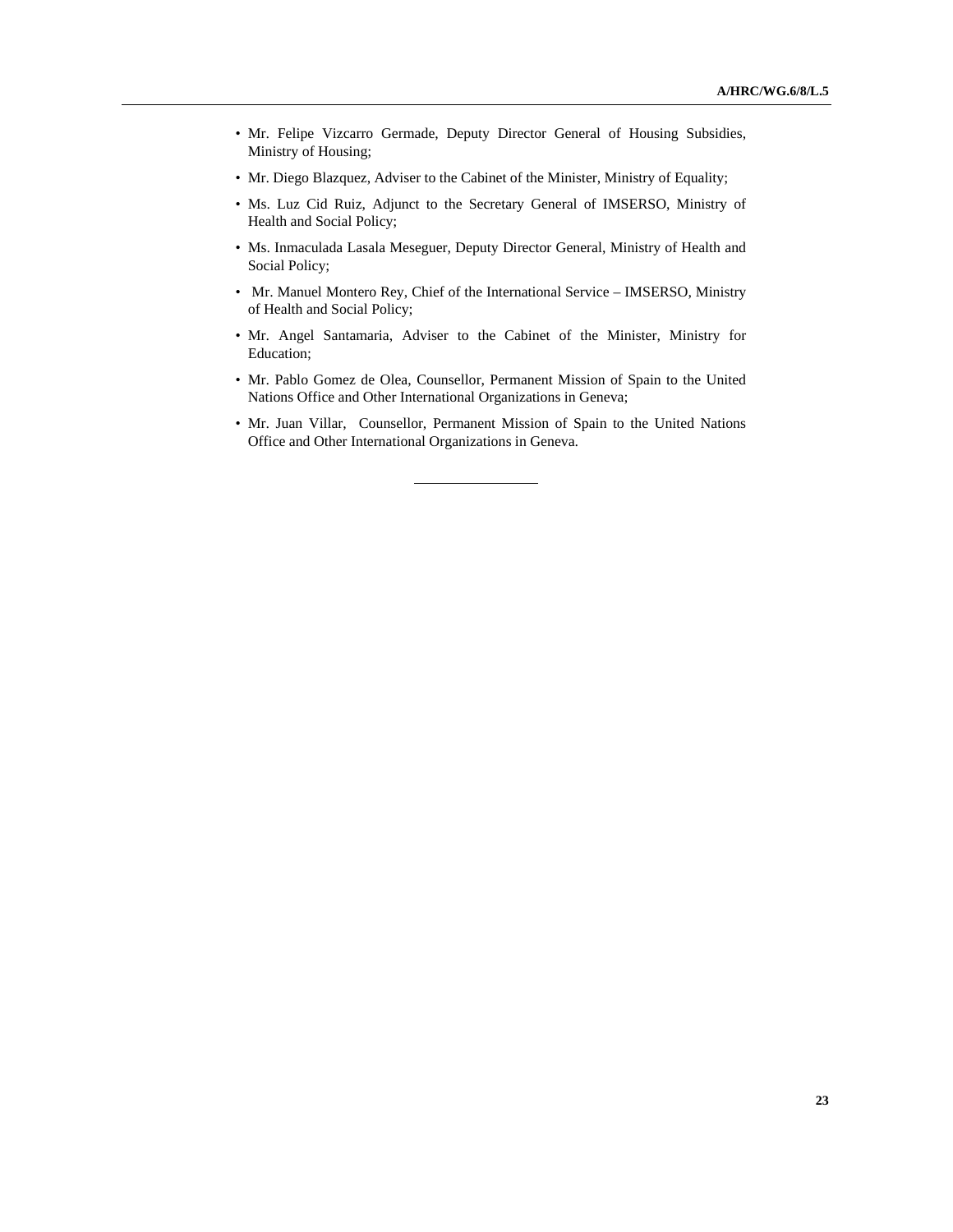- Mr. Felipe Vizcarro Germade, Deputy Director General of Housing Subsidies, Ministry of Housing;
- Mr. Diego Blazquez, Adviser to the Cabinet of the Minister, Ministry of Equality;
- Ms. Luz Cid Ruiz, Adjunct to the Secretary General of IMSERSO, Ministry of Health and Social Policy;
- Ms. Inmaculada Lasala Meseguer, Deputy Director General, Ministry of Health and Social Policy;
- Mr. Manuel Montero Rey, Chief of the International Service – IMSERSO, Ministry of Health and Social Policy;
- Mr. Angel Santamaria, Adviser to the Cabinet of the Minister, Ministry for Education;
- Mr. Pablo Gomez de Olea, Counsellor, Permanent Mission of Spain to the United Nations Office and Other International Organizations in Geneva;
- Mr. Juan Villar, Counsellor, Permanent Mission of Spain to the United Nations Office and Other International Organizations in Geneva.

---